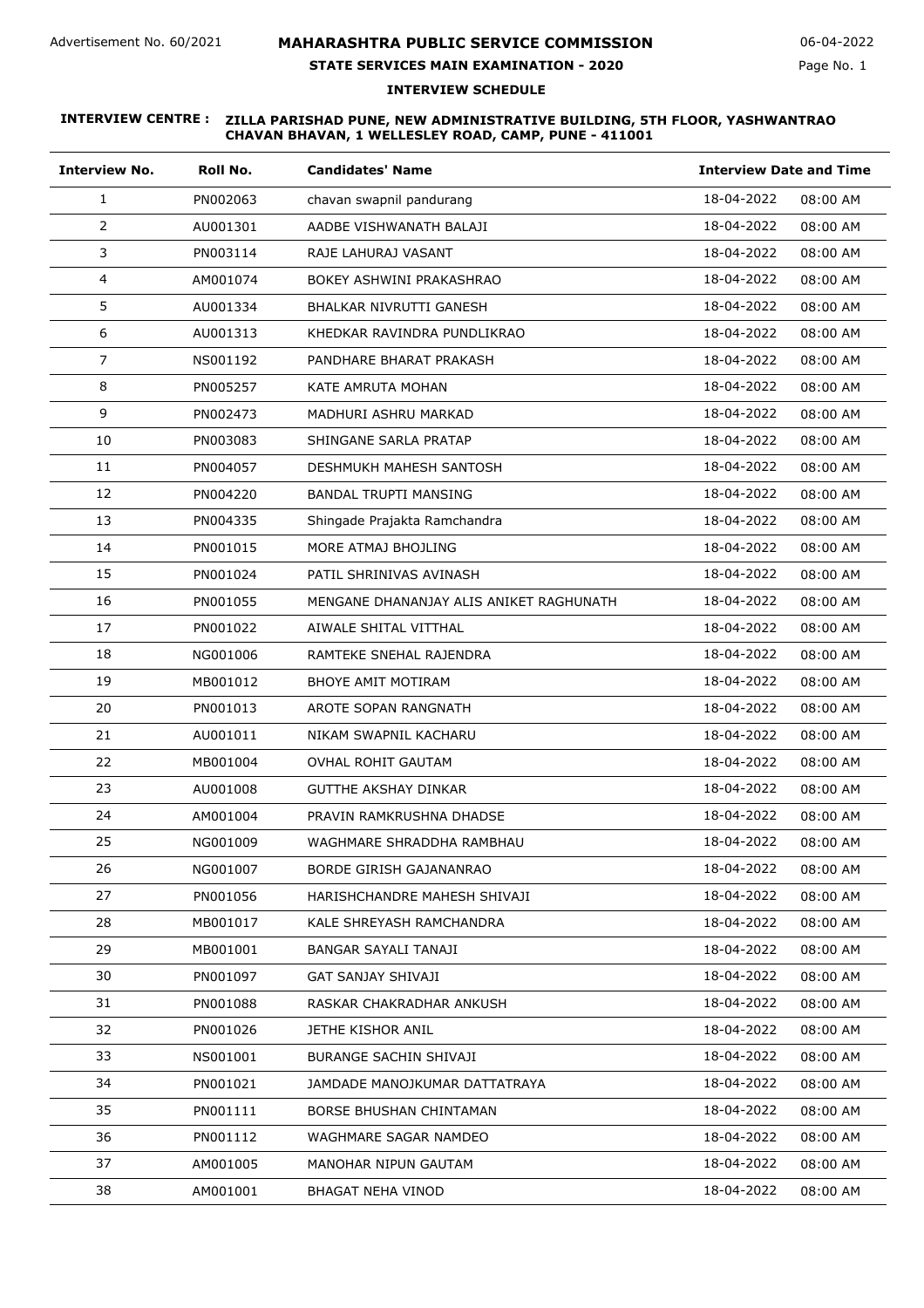Advertisement No. 60/2021

# MAHARASHTRA PUBLIC SERVICE COMMISSION

06-04-2022

**STATE SERVICES MAIN EXAMINATION - 2020**

**INTERVIEW SCHEDULE**

**INTERVIEW CENTRE : ZILLA PARISHAD PUNE, NEW ADMINISTRATIVE BUILDING, 5TH FLOOR, YASHWANTRAO CHAVAN BHAVAN, 1 WELLESLEY ROAD, CAMP, PUNE - 411001**

| Interview No. | Roll No. | Candidates' Name | Interview Date and Time | |
|---|---|---|---|---|
| 1 | PN002063 | chavan swapnil pandurang | 18-04-2022 | 08:00 AM |
| 2 | AU001301 | AADBE VISHWANATH BALAJI | 18-04-2022 | 08:00 AM |
| 3 | PN003114 | RAJE LAHURAJ VASANT | 18-04-2022 | 08:00 AM |
| 4 | AM001074 | BOKEY ASHWINI PRAKASHRAO | 18-04-2022 | 08:00 AM |
| 5 | AU001334 | BHALKAR NIVRUTTI GANESH | 18-04-2022 | 08:00 AM |
| 6 | AU001313 | KHEDKAR RAVINDRA PUNDLIKRAO | 18-04-2022 | 08:00 AM |
| 7 | NS001192 | PANDHARE BHARAT PRAKASH | 18-04-2022 | 08:00 AM |
| 8 | PN005257 | KATE AMRUTA MOHAN | 18-04-2022 | 08:00 AM |
| 9 | PN002473 | MADHURI ASHRU MARKAD | 18-04-2022 | 08:00 AM |
| 10 | PN003083 | SHINGANE SARLA PRATAP | 18-04-2022 | 08:00 AM |
| 11 | PN004057 | DESHMUKH MAHESH SANTOSH | 18-04-2022 | 08:00 AM |
| 12 | PN004220 | BANDAL TRUPTI MANSING | 18-04-2022 | 08:00 AM |
| 13 | PN004335 | Shingade Prajakta Ramchandra | 18-04-2022 | 08:00 AM |
| 14 | PN001015 | MORE ATMAJ BHOJLING | 18-04-2022 | 08:00 AM |
| 15 | PN001024 | PATIL SHRINIVAS AVINASH | 18-04-2022 | 08:00 AM |
| 16 | PN001055 | MENGANE DHANANJAY ALIS ANIKET RAGHUNATH | 18-04-2022 | 08:00 AM |
| 17 | PN001022 | AIWALE SHITAL VITTHAL | 18-04-2022 | 08:00 AM |
| 18 | NG001006 | RAMTEKE SNEHAL RAJENDRA | 18-04-2022 | 08:00 AM |
| 19 | MB001012 | BHOYE AMIT MOTIRAM | 18-04-2022 | 08:00 AM |
| 20 | PN001013 | AROTE SOPAN RANGNATH | 18-04-2022 | 08:00 AM |
| 21 | AU001011 | NIKAM SWAPNIL KACHARU | 18-04-2022 | 08:00 AM |
| 22 | MB001004 | OVHAL ROHIT GAUTAM | 18-04-2022 | 08:00 AM |
| 23 | AU001008 | GUTTHE AKSHAY DINKAR | 18-04-2022 | 08:00 AM |
| 24 | AM001004 | PRAVIN RAMKRUSHNA DHADSE | 18-04-2022 | 08:00 AM |
| 25 | NG001009 | WAGHMARE SHRADDHA RAMBHAU | 18-04-2022 | 08:00 AM |
| 26 | NG001007 | BORDE GIRISH GAJANANRAO | 18-04-2022 | 08:00 AM |
| 27 | PN001056 | HARISHCHANDRE MAHESH SHIVAJI | 18-04-2022 | 08:00 AM |
| 28 | MB001017 | KALE SHREYASH RAMCHANDRA | 18-04-2022 | 08:00 AM |
| 29 | MB001001 | BANGAR SAYALI TANAJI | 18-04-2022 | 08:00 AM |
| 30 | PN001097 | GAT SANJAY SHIVAJI | 18-04-2022 | 08:00 AM |
| 31 | PN001088 | RASKAR CHAKRADHAR ANKUSH | 18-04-2022 | 08:00 AM |
| 32 | PN001026 | JETHE KISHOR ANIL | 18-04-2022 | 08:00 AM |
| 33 | NS001001 | BURANGE SACHIN SHIVAJI | 18-04-2022 | 08:00 AM |
| 34 | PN001021 | JAMDADE MANOJKUMAR DATTATRAYA | 18-04-2022 | 08:00 AM |
| 35 | PN001111 | BORSE BHUSHAN CHINTAMAN | 18-04-2022 | 08:00 AM |
| 36 | PN001112 | WAGHMARE SAGAR NAMDEO | 18-04-2022 | 08:00 AM |
| 37 | AM001005 | MANOHAR NIPUN GAUTAM | 18-04-2022 | 08:00 AM |
| 38 | AM001001 | BHAGAT NEHA VINOD | 18-04-2022 | 08:00 AM |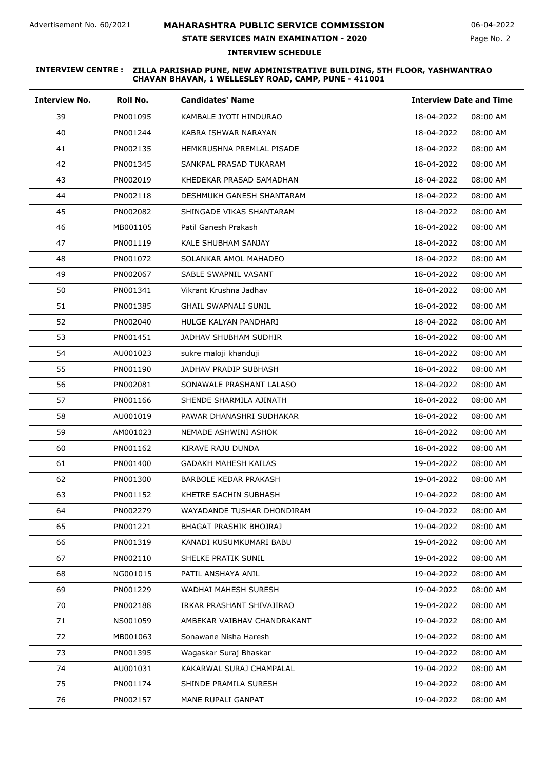Advertisement No. 60/2021

# MAHARASHTRA PUBLIC SERVICE COMMISSION

06-04-2022

## STATE SERVICES MAIN EXAMINATION - 2020

### INTERVIEW SCHEDULE

**INTERVIEW CENTRE : ZILLA PARISHAD PUNE, NEW ADMINISTRATIVE BUILDING, 5TH FLOOR, YASHWANTRAO CHAVAN BHAVAN, 1 WELLESLEY ROAD, CAMP, PUNE - 411001**

| Interview No. | Roll No. | Candidates' Name | Interview Date and Time | |
|---|---|---|---|---|
| 39 | PN001095 | KAMBALE JYOTI HINDURAO | 18-04-2022 | 08:00 AM |
| 40 | PN001244 | KABRA ISHWAR NARAYAN | 18-04-2022 | 08:00 AM |
| 41 | PN002135 | HEMKRUSHNA PREMLAL PISADE | 18-04-2022 | 08:00 AM |
| 42 | PN001345 | SANKPAL PRASAD TUKARAM | 18-04-2022 | 08:00 AM |
| 43 | PN002019 | KHEDEKAR PRASAD SAMADHAN | 18-04-2022 | 08:00 AM |
| 44 | PN002118 | DESHMUKH GANESH SHANTARAM | 18-04-2022 | 08:00 AM |
| 45 | PN002082 | SHINGADE VIKAS SHANTARAM | 18-04-2022 | 08:00 AM |
| 46 | MB001105 | Patil Ganesh Prakash | 18-04-2022 | 08:00 AM |
| 47 | PN001119 | KALE SHUBHAM SANJAY | 18-04-2022 | 08:00 AM |
| 48 | PN001072 | SOLANKAR AMOL MAHADEO | 18-04-2022 | 08:00 AM |
| 49 | PN002067 | SABLE SWAPNIL VASANT | 18-04-2022 | 08:00 AM |
| 50 | PN001341 | Vikrant Krushna Jadhav | 18-04-2022 | 08:00 AM |
| 51 | PN001385 | GHAIL SWAPNALI SUNIL | 18-04-2022 | 08:00 AM |
| 52 | PN002040 | HULGE KALYAN PANDHARI | 18-04-2022 | 08:00 AM |
| 53 | PN001451 | JADHAV SHUBHAM SUDHIR | 18-04-2022 | 08:00 AM |
| 54 | AU001023 | sukre maloji khanduji | 18-04-2022 | 08:00 AM |
| 55 | PN001190 | JADHAV PRADIP SUBHASH | 18-04-2022 | 08:00 AM |
| 56 | PN002081 | SONAWALE PRASHANT LALASO | 18-04-2022 | 08:00 AM |
| 57 | PN001166 | SHENDE SHARMILA AJINATH | 18-04-2022 | 08:00 AM |
| 58 | AU001019 | PAWAR DHANASHRI SUDHAKAR | 18-04-2022 | 08:00 AM |
| 59 | AM001023 | NEMADE ASHWINI ASHOK | 18-04-2022 | 08:00 AM |
| 60 | PN001162 | KIRAVE RAJU DUNDA | 18-04-2022 | 08:00 AM |
| 61 | PN001400 | GADAKH MAHESH KAILAS | 19-04-2022 | 08:00 AM |
| 62 | PN001300 | BARBOLE KEDAR PRAKASH | 19-04-2022 | 08:00 AM |
| 63 | PN001152 | KHETRE SACHIN SUBHASH | 19-04-2022 | 08:00 AM |
| 64 | PN002279 | WAYADANDE TUSHAR DHONDIRAM | 19-04-2022 | 08:00 AM |
| 65 | PN001221 | BHAGAT PRASHIK BHOJRAJ | 19-04-2022 | 08:00 AM |
| 66 | PN001319 | KANADI KUSUMKUMARI BABU | 19-04-2022 | 08:00 AM |
| 67 | PN002110 | SHELKE PRATIK SUNIL | 19-04-2022 | 08:00 AM |
| 68 | NG001015 | PATIL ANSHAYA ANIL | 19-04-2022 | 08:00 AM |
| 69 | PN001229 | WADHAI MAHESH SURESH | 19-04-2022 | 08:00 AM |
| 70 | PN002188 | IRKAR PRASHANT SHIVAJIRAO | 19-04-2022 | 08:00 AM |
| 71 | NS001059 | AMBEKAR VAIBHAV CHANDRAKANT | 19-04-2022 | 08:00 AM |
| 72 | MB001063 | Sonawane Nisha Haresh | 19-04-2022 | 08:00 AM |
| 73 | PN001395 | Wagaskar Suraj Bhaskar | 19-04-2022 | 08:00 AM |
| 74 | AU001031 | KAKARWAL SURAJ CHAMPALAL | 19-04-2022 | 08:00 AM |
| 75 | PN001174 | SHINDE PRAMILA SURESH | 19-04-2022 | 08:00 AM |
| 76 | PN002157 | MANE RUPALI GANPAT | 19-04-2022 | 08:00 AM |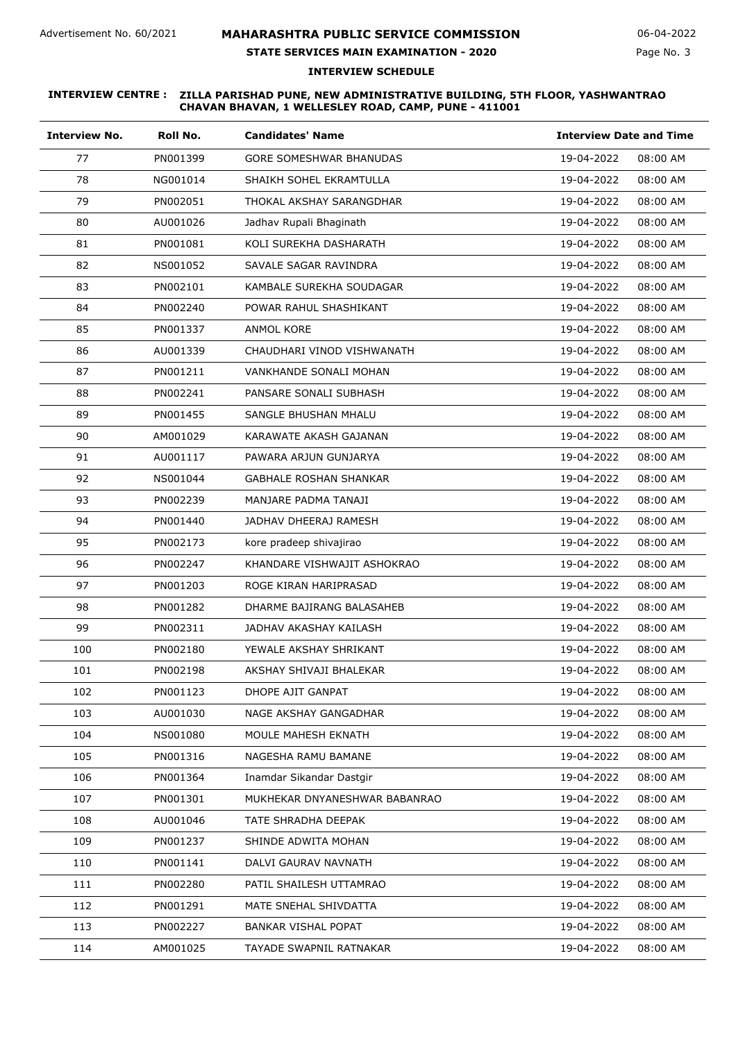Advertisement No. 60/2021

# MAHARASHTRA PUBLIC SERVICE COMMISSION

06-04-2022

## STATE SERVICES MAIN EXAMINATION - 2020

### INTERVIEW SCHEDULE

**INTERVIEW CENTRE : ZILLA PARISHAD PUNE, NEW ADMINISTRATIVE BUILDING, 5TH FLOOR, YASHWANTRAO CHAVAN BHAVAN, 1 WELLESLEY ROAD, CAMP, PUNE - 411001**

| Interview No. | Roll No. | Candidates' Name | Interview Date and Time | |
|---|---|---|---|---|
| 77 | PN001399 | GORE SOMESHWAR BHANUDAS | 19-04-2022 | 08:00 AM |
| 78 | NG001014 | SHAIKH SOHEL EKRAMTULLA | 19-04-2022 | 08:00 AM |
| 79 | PN002051 | THOKAL AKSHAY SARANGDHAR | 19-04-2022 | 08:00 AM |
| 80 | AU001026 | Jadhav Rupali Bhaginath | 19-04-2022 | 08:00 AM |
| 81 | PN001081 | KOLI SUREKHA DASHARATH | 19-04-2022 | 08:00 AM |
| 82 | NS001052 | SAVALE SAGAR RAVINDRA | 19-04-2022 | 08:00 AM |
| 83 | PN002101 | KAMBALE SUREKHA SOUDAGAR | 19-04-2022 | 08:00 AM |
| 84 | PN002240 | POWAR RAHUL SHASHIKANT | 19-04-2022 | 08:00 AM |
| 85 | PN001337 | ANMOL KORE | 19-04-2022 | 08:00 AM |
| 86 | AU001339 | CHAUDHARI VINOD VISHWANATH | 19-04-2022 | 08:00 AM |
| 87 | PN001211 | VANKHANDE SONALI MOHAN | 19-04-2022 | 08:00 AM |
| 88 | PN002241 | PANSARE SONALI SUBHASH | 19-04-2022 | 08:00 AM |
| 89 | PN001455 | SANGLE BHUSHAN MHALU | 19-04-2022 | 08:00 AM |
| 90 | AM001029 | KARAWATE AKASH GAJANAN | 19-04-2022 | 08:00 AM |
| 91 | AU001117 | PAWARA ARJUN GUNJARYA | 19-04-2022 | 08:00 AM |
| 92 | NS001044 | GABHALE ROSHAN SHANKAR | 19-04-2022 | 08:00 AM |
| 93 | PN002239 | MANJARE PADMA TANAJI | 19-04-2022 | 08:00 AM |
| 94 | PN001440 | JADHAV DHEERAJ RAMESH | 19-04-2022 | 08:00 AM |
| 95 | PN002173 | kore pradeep shivajirao | 19-04-2022 | 08:00 AM |
| 96 | PN002247 | KHANDARE VISHWAJIT ASHOKRAO | 19-04-2022 | 08:00 AM |
| 97 | PN001203 | ROGE KIRAN HARIPRASAD | 19-04-2022 | 08:00 AM |
| 98 | PN001282 | DHARME BAJIRANG BALASAHEB | 19-04-2022 | 08:00 AM |
| 99 | PN002311 | JADHAV AKASHAY KAILASH | 19-04-2022 | 08:00 AM |
| 100 | PN002180 | YEWALE AKSHAY SHRIKANT | 19-04-2022 | 08:00 AM |
| 101 | PN002198 | AKSHAY SHIVAJI BHALEKAR | 19-04-2022 | 08:00 AM |
| 102 | PN001123 | DHOPE AJIT GANPAT | 19-04-2022 | 08:00 AM |
| 103 | AU001030 | NAGE AKSHAY GANGADHAR | 19-04-2022 | 08:00 AM |
| 104 | NS001080 | MOULE MAHESH EKNATH | 19-04-2022 | 08:00 AM |
| 105 | PN001316 | NAGESHA RAMU BAMANE | 19-04-2022 | 08:00 AM |
| 106 | PN001364 | Inamdar Sikandar Dastgir | 19-04-2022 | 08:00 AM |
| 107 | PN001301 | MUKHEKAR DNYANESHWAR BABANRAO | 19-04-2022 | 08:00 AM |
| 108 | AU001046 | TATE SHRADHA DEEPAK | 19-04-2022 | 08:00 AM |
| 109 | PN001237 | SHINDE ADWITA MOHAN | 19-04-2022 | 08:00 AM |
| 110 | PN001141 | DALVI GAURAV NAVNATH | 19-04-2022 | 08:00 AM |
| 111 | PN002280 | PATIL SHAILESH UTTAMRAO | 19-04-2022 | 08:00 AM |
| 112 | PN001291 | MATE SNEHAL SHIVDATTA | 19-04-2022 | 08:00 AM |
| 113 | PN002227 | BANKAR VISHAL POPAT | 19-04-2022 | 08:00 AM |
| 114 | AM001025 | TAYADE SWAPNIL RATNAKAR | 19-04-2022 | 08:00 AM |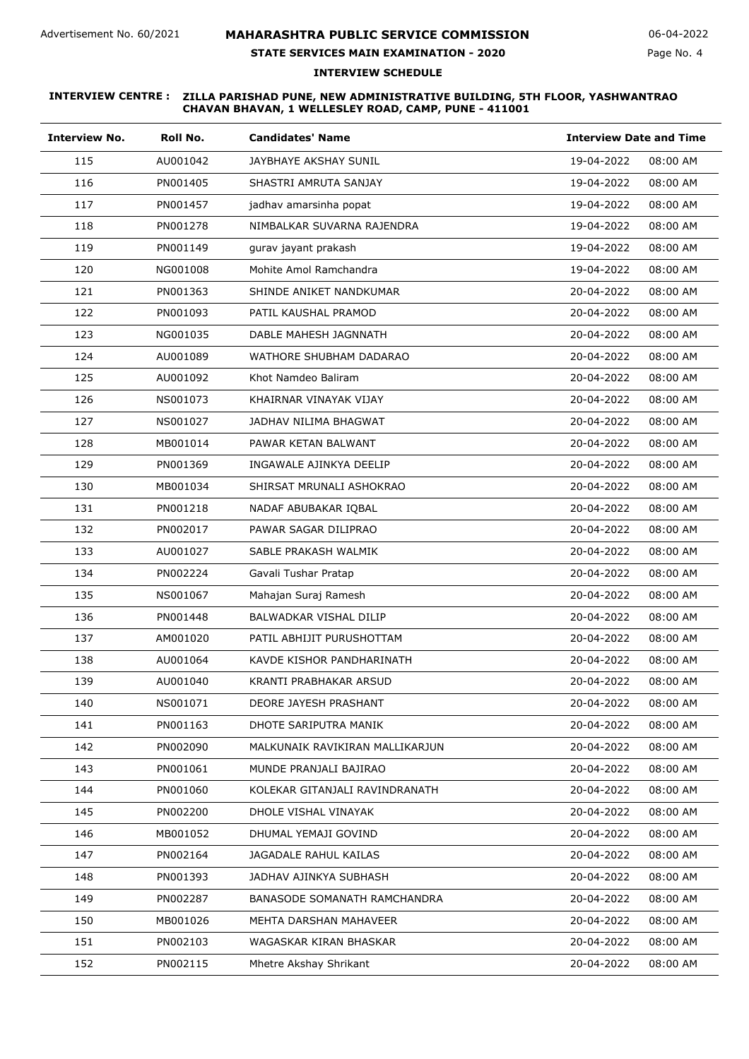Advertisement No. 60/2021

# MAHARASHTRA PUBLIC SERVICE COMMISSION

06-04-2022

## STATE SERVICES MAIN EXAMINATION - 2020

### INTERVIEW SCHEDULE

**INTERVIEW CENTRE : ZILLA PARISHAD PUNE, NEW ADMINISTRATIVE BUILDING, 5TH FLOOR, YASHWANTRAO CHAVAN BHAVAN, 1 WELLESLEY ROAD, CAMP, PUNE - 411001**

| Interview No. | Roll No. | Candidates' Name | Interview Date and Time | |
|---|---|---|---|---|
| 115 | AU001042 | JAYBHAYE AKSHAY SUNIL | 19-04-2022 | 08:00 AM |
| 116 | PN001405 | SHASTRI AMRUTA SANJAY | 19-04-2022 | 08:00 AM |
| 117 | PN001457 | jadhav amarsinha popat | 19-04-2022 | 08:00 AM |
| 118 | PN001278 | NIMBALKAR SUVARNA RAJENDRA | 19-04-2022 | 08:00 AM |
| 119 | PN001149 | gurav jayant prakash | 19-04-2022 | 08:00 AM |
| 120 | NG001008 | Mohite Amol Ramchandra | 19-04-2022 | 08:00 AM |
| 121 | PN001363 | SHINDE ANIKET NANDKUMAR | 20-04-2022 | 08:00 AM |
| 122 | PN001093 | PATIL KAUSHAL PRAMOD | 20-04-2022 | 08:00 AM |
| 123 | NG001035 | DABLE MAHESH JAGNNATH | 20-04-2022 | 08:00 AM |
| 124 | AU001089 | WATHORE SHUBHAM DADARAO | 20-04-2022 | 08:00 AM |
| 125 | AU001092 | Khot Namdeo Baliram | 20-04-2022 | 08:00 AM |
| 126 | NS001073 | KHAIRNAR VINAYAK VIJAY | 20-04-2022 | 08:00 AM |
| 127 | NS001027 | JADHAV NILIMA BHAGWAT | 20-04-2022 | 08:00 AM |
| 128 | MB001014 | PAWAR KETAN BALWANT | 20-04-2022 | 08:00 AM |
| 129 | PN001369 | INGAWALE AJINKYA DEELIP | 20-04-2022 | 08:00 AM |
| 130 | MB001034 | SHIRSAT MRUNALI ASHOKRAO | 20-04-2022 | 08:00 AM |
| 131 | PN001218 | NADAF ABUBAKAR IQBAL | 20-04-2022 | 08:00 AM |
| 132 | PN002017 | PAWAR SAGAR DILIPRAO | 20-04-2022 | 08:00 AM |
| 133 | AU001027 | SABLE PRAKASH WALMIK | 20-04-2022 | 08:00 AM |
| 134 | PN002224 | Gavali Tushar Pratap | 20-04-2022 | 08:00 AM |
| 135 | NS001067 | Mahajan Suraj Ramesh | 20-04-2022 | 08:00 AM |
| 136 | PN001448 | BALWADKAR VISHAL DILIP | 20-04-2022 | 08:00 AM |
| 137 | AM001020 | PATIL ABHIJIT PURUSHOTTAM | 20-04-2022 | 08:00 AM |
| 138 | AU001064 | KAVDE KISHOR PANDHARINATH | 20-04-2022 | 08:00 AM |
| 139 | AU001040 | KRANTI PRABHAKAR ARSUD | 20-04-2022 | 08:00 AM |
| 140 | NS001071 | DEORE JAYESH PRASHANT | 20-04-2022 | 08:00 AM |
| 141 | PN001163 | DHOTE SARIPUTRA MANIK | 20-04-2022 | 08:00 AM |
| 142 | PN002090 | MALKUNAIK RAVIKIRAN MALLIKARJUN | 20-04-2022 | 08:00 AM |
| 143 | PN001061 | MUNDE PRANJALI BAJIRAO | 20-04-2022 | 08:00 AM |
| 144 | PN001060 | KOLEKAR GITANJALI RAVINDRANATH | 20-04-2022 | 08:00 AM |
| 145 | PN002200 | DHOLE VISHAL VINAYAK | 20-04-2022 | 08:00 AM |
| 146 | MB001052 | DHUMAL YEMAJI GOVIND | 20-04-2022 | 08:00 AM |
| 147 | PN002164 | JAGADALE RAHUL KAILAS | 20-04-2022 | 08:00 AM |
| 148 | PN001393 | JADHAV AJINKYA SUBHASH | 20-04-2022 | 08:00 AM |
| 149 | PN002287 | BANASODE SOMANATH RAMCHANDRA | 20-04-2022 | 08:00 AM |
| 150 | MB001026 | MEHTA DARSHAN MAHAVEER | 20-04-2022 | 08:00 AM |
| 151 | PN002103 | WAGASKAR KIRAN BHASKAR | 20-04-2022 | 08:00 AM |
| 152 | PN002115 | Mhetre Akshay Shrikant | 20-04-2022 | 08:00 AM |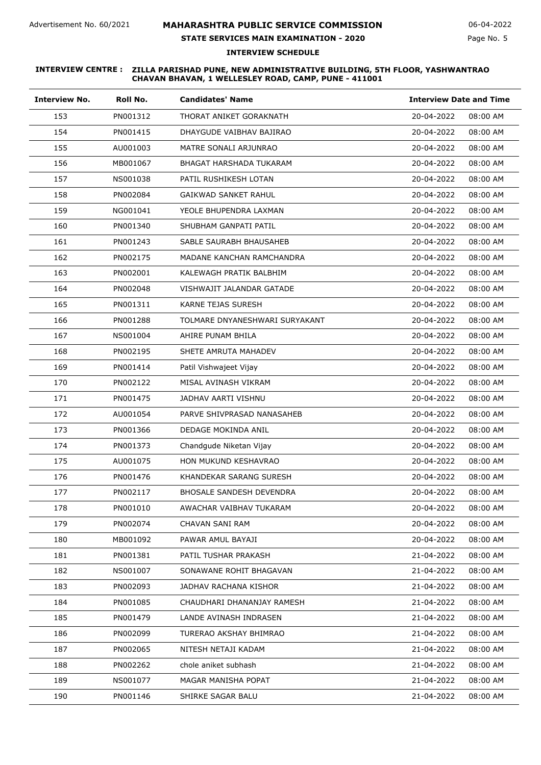Advertisement No. 60/2021

# MAHARASHTRA PUBLIC SERVICE COMMISSION

06-04-2022

## STATE SERVICES MAIN EXAMINATION - 2020

### INTERVIEW SCHEDULE

**INTERVIEW CENTRE : ZILLA PARISHAD PUNE, NEW ADMINISTRATIVE BUILDING, 5TH FLOOR, YASHWANTRAO CHAVAN BHAVAN, 1 WELLESLEY ROAD, CAMP, PUNE - 411001**

| Interview No. | Roll No. | Candidates' Name | Interview Date and Time | |
|---|---|---|---|---|
| 153 | PN001312 | THORAT ANIKET GORAKNATH | 20-04-2022 | 08:00 AM |
| 154 | PN001415 | DHAYGUDE VAIBHAV BAJIRAO | 20-04-2022 | 08:00 AM |
| 155 | AU001003 | MATRE SONALI ARJUNRAO | 20-04-2022 | 08:00 AM |
| 156 | MB001067 | BHAGAT HARSHADA TUKARAM | 20-04-2022 | 08:00 AM |
| 157 | NS001038 | PATIL RUSHIKESH LOTAN | 20-04-2022 | 08:00 AM |
| 158 | PN002084 | GAIKWAD SANKET RAHUL | 20-04-2022 | 08:00 AM |
| 159 | NG001041 | YEOLE BHUPENDRA LAXMAN | 20-04-2022 | 08:00 AM |
| 160 | PN001340 | SHUBHAM GANPATI PATIL | 20-04-2022 | 08:00 AM |
| 161 | PN001243 | SABLE SAURABH BHAUSAHEB | 20-04-2022 | 08:00 AM |
| 162 | PN002175 | MADANE KANCHAN RAMCHANDRA | 20-04-2022 | 08:00 AM |
| 163 | PN002001 | KALEWAGH PRATIK BALBHIM | 20-04-2022 | 08:00 AM |
| 164 | PN002048 | VISHWAJIT JALANDAR GATADE | 20-04-2022 | 08:00 AM |
| 165 | PN001311 | KARNE TEJAS SURESH | 20-04-2022 | 08:00 AM |
| 166 | PN001288 | TOLMARE DNYANESHWARI SURYAKANT | 20-04-2022 | 08:00 AM |
| 167 | NS001004 | AHIRE PUNAM BHILA | 20-04-2022 | 08:00 AM |
| 168 | PN002195 | SHETE AMRUTA MAHADEV | 20-04-2022 | 08:00 AM |
| 169 | PN001414 | Patil Vishwajeet Vijay | 20-04-2022 | 08:00 AM |
| 170 | PN002122 | MISAL AVINASH VIKRAM | 20-04-2022 | 08:00 AM |
| 171 | PN001475 | JADHAV AARTI VISHNU | 20-04-2022 | 08:00 AM |
| 172 | AU001054 | PARVE SHIVPRASAD NANASAHEB | 20-04-2022 | 08:00 AM |
| 173 | PN001366 | DEDAGE MOKINDA ANIL | 20-04-2022 | 08:00 AM |
| 174 | PN001373 | Chandgude Niketan Vijay | 20-04-2022 | 08:00 AM |
| 175 | AU001075 | HON MUKUND KESHAVRAO | 20-04-2022 | 08:00 AM |
| 176 | PN001476 | KHANDEKAR SARANG SURESH | 20-04-2022 | 08:00 AM |
| 177 | PN002117 | BHOSALE SANDESH DEVENDRA | 20-04-2022 | 08:00 AM |
| 178 | PN001010 | AWACHAR VAIBHAV TUKARAM | 20-04-2022 | 08:00 AM |
| 179 | PN002074 | CHAVAN SANI RAM | 20-04-2022 | 08:00 AM |
| 180 | MB001092 | PAWAR AMUL BAYAJI | 20-04-2022 | 08:00 AM |
| 181 | PN001381 | PATIL TUSHAR PRAKASH | 21-04-2022 | 08:00 AM |
| 182 | NS001007 | SONAWANE ROHIT BHAGAVAN | 21-04-2022 | 08:00 AM |
| 183 | PN002093 | JADHAV RACHANA KISHOR | 21-04-2022 | 08:00 AM |
| 184 | PN001085 | CHAUDHARI DHANANJAY RAMESH | 21-04-2022 | 08:00 AM |
| 185 | PN001479 | LANDE AVINASH INDRASEN | 21-04-2022 | 08:00 AM |
| 186 | PN002099 | TURERAO AKSHAY BHIMRAO | 21-04-2022 | 08:00 AM |
| 187 | PN002065 | NITESH NETAJI KADAM | 21-04-2022 | 08:00 AM |
| 188 | PN002262 | chole aniket subhash | 21-04-2022 | 08:00 AM |
| 189 | NS001077 | MAGAR MANISHA POPAT | 21-04-2022 | 08:00 AM |
| 190 | PN001146 | SHIRKE SAGAR BALU | 21-04-2022 | 08:00 AM |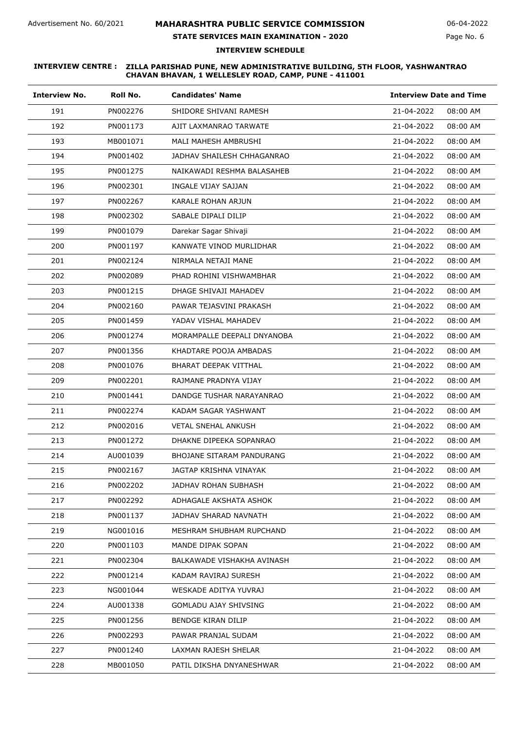Advertisement No. 60/2021

# MAHARASHTRA PUBLIC SERVICE COMMISSION

06-04-2022

## STATE SERVICES MAIN EXAMINATION - 2020

### INTERVIEW SCHEDULE

**INTERVIEW CENTRE : ZILLA PARISHAD PUNE, NEW ADMINISTRATIVE BUILDING, 5TH FLOOR, YASHWANTRAO CHAVAN BHAVAN, 1 WELLESLEY ROAD, CAMP, PUNE - 411001**

| Interview No. | Roll No. | Candidates' Name | Interview Date and Time | |
|---|---|---|---|---|
| 191 | PN002276 | SHIDORE SHIVANI RAMESH | 21-04-2022 | 08:00 AM |
| 192 | PN001173 | AJIT LAXMANRAO TARWATE | 21-04-2022 | 08:00 AM |
| 193 | MB001071 | MALI MAHESH AMBRUSHI | 21-04-2022 | 08:00 AM |
| 194 | PN001402 | JADHAV SHAILESH CHHAGANRAO | 21-04-2022 | 08:00 AM |
| 195 | PN001275 | NAIKAWADI RESHMA BALASAHEB | 21-04-2022 | 08:00 AM |
| 196 | PN002301 | INGALE VIJAY SAJJAN | 21-04-2022 | 08:00 AM |
| 197 | PN002267 | KARALE ROHAN ARJUN | 21-04-2022 | 08:00 AM |
| 198 | PN002302 | SABALE DIPALI DILIP | 21-04-2022 | 08:00 AM |
| 199 | PN001079 | Darekar Sagar Shivaji | 21-04-2022 | 08:00 AM |
| 200 | PN001197 | KANWATE VINOD MURLIDHAR | 21-04-2022 | 08:00 AM |
| 201 | PN002124 | NIRMALA NETAJI MANE | 21-04-2022 | 08:00 AM |
| 202 | PN002089 | PHAD ROHINI VISHWAMBHAR | 21-04-2022 | 08:00 AM |
| 203 | PN001215 | DHAGE SHIVAJI MAHADEV | 21-04-2022 | 08:00 AM |
| 204 | PN002160 | PAWAR TEJASVINI PRAKASH | 21-04-2022 | 08:00 AM |
| 205 | PN001459 | YADAV VISHAL MAHADEV | 21-04-2022 | 08:00 AM |
| 206 | PN001274 | MORAMPALLE DEEPALI DNYANOBA | 21-04-2022 | 08:00 AM |
| 207 | PN001356 | KHADTARE POOJA AMBADAS | 21-04-2022 | 08:00 AM |
| 208 | PN001076 | BHARAT DEEPAK VITTHAL | 21-04-2022 | 08:00 AM |
| 209 | PN002201 | RAJMANE PRADNYA VIJAY | 21-04-2022 | 08:00 AM |
| 210 | PN001441 | DANDGE TUSHAR NARAYANRAO | 21-04-2022 | 08:00 AM |
| 211 | PN002274 | KADAM SAGAR YASHWANT | 21-04-2022 | 08:00 AM |
| 212 | PN002016 | VETAL SNEHAL ANKUSH | 21-04-2022 | 08:00 AM |
| 213 | PN001272 | DHAKNE DIPEEKA SOPANRAO | 21-04-2022 | 08:00 AM |
| 214 | AU001039 | BHOJANE SITARAM PANDURANG | 21-04-2022 | 08:00 AM |
| 215 | PN002167 | JAGTAP KRISHNA VINAYAK | 21-04-2022 | 08:00 AM |
| 216 | PN002202 | JADHAV ROHAN SUBHASH | 21-04-2022 | 08:00 AM |
| 217 | PN002292 | ADHAGALE AKSHATA ASHOK | 21-04-2022 | 08:00 AM |
| 218 | PN001137 | JADHAV SHARAD NAVNATH | 21-04-2022 | 08:00 AM |
| 219 | NG001016 | MESHRAM SHUBHAM RUPCHAND | 21-04-2022 | 08:00 AM |
| 220 | PN001103 | MANDE DIPAK SOPAN | 21-04-2022 | 08:00 AM |
| 221 | PN002304 | BALKAWADE VISHAKHA AVINASH | 21-04-2022 | 08:00 AM |
| 222 | PN001214 | KADAM RAVIRAJ SURESH | 21-04-2022 | 08:00 AM |
| 223 | NG001044 | WESKADE ADITYA YUVRAJ | 21-04-2022 | 08:00 AM |
| 224 | AU001338 | GOMLADU AJAY SHIVSING | 21-04-2022 | 08:00 AM |
| 225 | PN001256 | BENDGE KIRAN DILIP | 21-04-2022 | 08:00 AM |
| 226 | PN002293 | PAWAR PRANJAL SUDAM | 21-04-2022 | 08:00 AM |
| 227 | PN001240 | LAXMAN RAJESH SHELAR | 21-04-2022 | 08:00 AM |
| 228 | MB001050 | PATIL DIKSHA DNYANESHWAR | 21-04-2022 | 08:00 AM |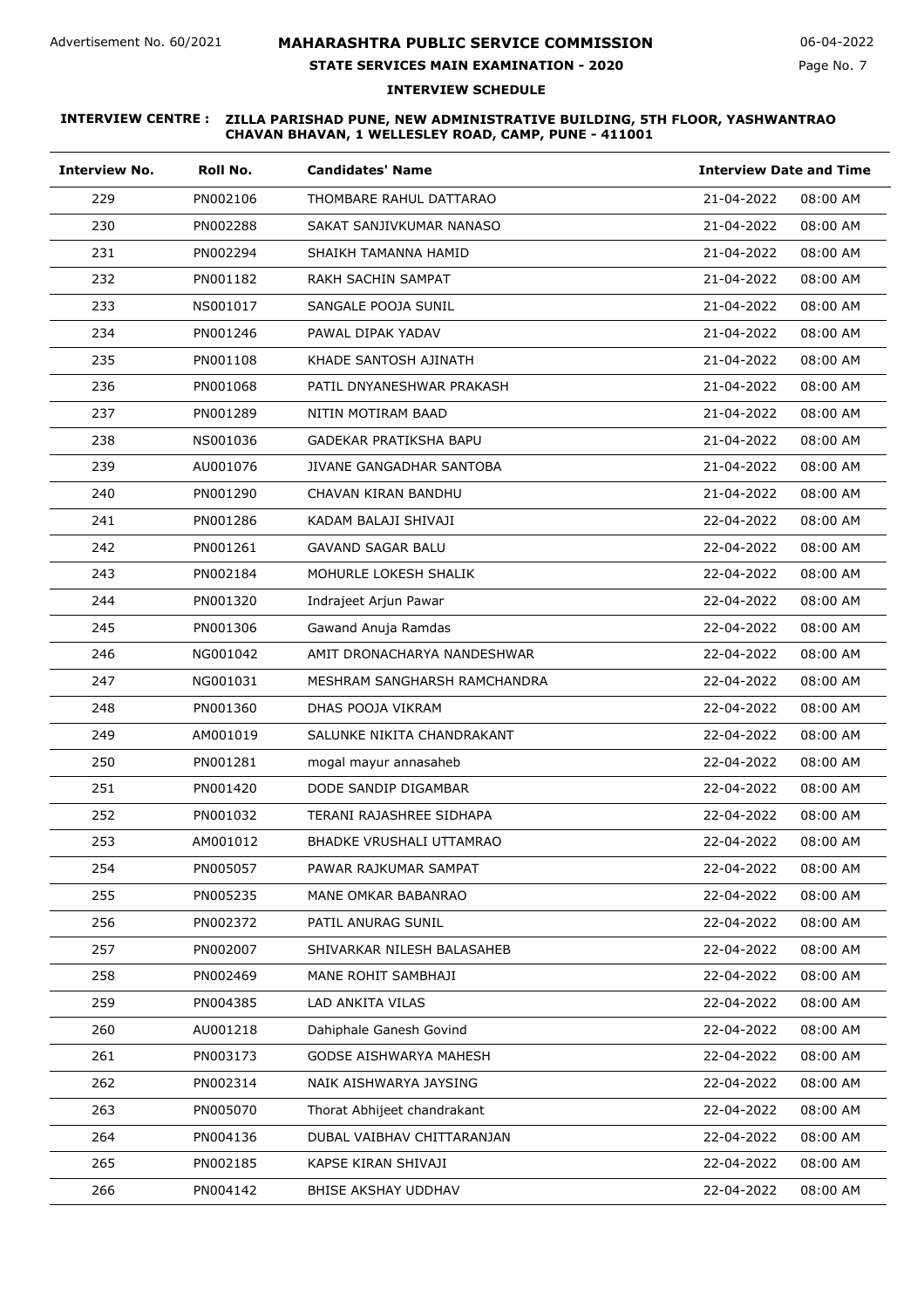Advertisement No. 60/2021

# MAHARASHTRA PUBLIC SERVICE COMMISSION

06-04-2022

## STATE SERVICES MAIN EXAMINATION - 2020

### INTERVIEW SCHEDULE

**INTERVIEW CENTRE : ZILLA PARISHAD PUNE, NEW ADMINISTRATIVE BUILDING, 5TH FLOOR, YASHWANTRAO CHAVAN BHAVAN, 1 WELLESLEY ROAD, CAMP, PUNE - 411001**

| Interview No. | Roll No. | Candidates' Name | Interview Date and Time | |
|---|---|---|---|---|
| 229 | PN002106 | THOMBARE RAHUL DATTARAO | 21-04-2022 | 08:00 AM |
| 230 | PN002288 | SAKAT SANJIVKUMAR NANASO | 21-04-2022 | 08:00 AM |
| 231 | PN002294 | SHAIKH TAMANNA HAMID | 21-04-2022 | 08:00 AM |
| 232 | PN001182 | RAKH SACHIN SAMPAT | 21-04-2022 | 08:00 AM |
| 233 | NS001017 | SANGALE POOJA SUNIL | 21-04-2022 | 08:00 AM |
| 234 | PN001246 | PAWAL DIPAK YADAV | 21-04-2022 | 08:00 AM |
| 235 | PN001108 | KHADE SANTOSH AJINATH | 21-04-2022 | 08:00 AM |
| 236 | PN001068 | PATIL DNYANESHWAR PRAKASH | 21-04-2022 | 08:00 AM |
| 237 | PN001289 | NITIN MOTIRAM BAAD | 21-04-2022 | 08:00 AM |
| 238 | NS001036 | GADEKAR PRATIKSHA BAPU | 21-04-2022 | 08:00 AM |
| 239 | AU001076 | JIVANE GANGADHAR SANTOBA | 21-04-2022 | 08:00 AM |
| 240 | PN001290 | CHAVAN KIRAN BANDHU | 21-04-2022 | 08:00 AM |
| 241 | PN001286 | KADAM BALAJI SHIVAJI | 22-04-2022 | 08:00 AM |
| 242 | PN001261 | GAVAND SAGAR BALU | 22-04-2022 | 08:00 AM |
| 243 | PN002184 | MOHURLE LOKESH SHALIK | 22-04-2022 | 08:00 AM |
| 244 | PN001320 | Indrajeet Arjun Pawar | 22-04-2022 | 08:00 AM |
| 245 | PN001306 | Gawand Anuja Ramdas | 22-04-2022 | 08:00 AM |
| 246 | NG001042 | AMIT DRONACHARYA NANDESHWAR | 22-04-2022 | 08:00 AM |
| 247 | NG001031 | MESHRAM SANGHARSH RAMCHANDRA | 22-04-2022 | 08:00 AM |
| 248 | PN001360 | DHAS POOJA VIKRAM | 22-04-2022 | 08:00 AM |
| 249 | AM001019 | SALUNKE NIKITA CHANDRAKANT | 22-04-2022 | 08:00 AM |
| 250 | PN001281 | mogal mayur annasaheb | 22-04-2022 | 08:00 AM |
| 251 | PN001420 | DODE SANDIP DIGAMBAR | 22-04-2022 | 08:00 AM |
| 252 | PN001032 | TERANI RAJASHREE SIDHAPA | 22-04-2022 | 08:00 AM |
| 253 | AM001012 | BHADKE VRUSHALI UTTAMRAO | 22-04-2022 | 08:00 AM |
| 254 | PN005057 | PAWAR RAJKUMAR SAMPAT | 22-04-2022 | 08:00 AM |
| 255 | PN005235 | MANE OMKAR BABANRAO | 22-04-2022 | 08:00 AM |
| 256 | PN002372 | PATIL ANURAG SUNIL | 22-04-2022 | 08:00 AM |
| 257 | PN002007 | SHIVARKAR NILESH BALASAHEB | 22-04-2022 | 08:00 AM |
| 258 | PN002469 | MANE ROHIT SAMBHAJI | 22-04-2022 | 08:00 AM |
| 259 | PN004385 | LAD ANKITA VILAS | 22-04-2022 | 08:00 AM |
| 260 | AU001218 | Dahiphale Ganesh Govind | 22-04-2022 | 08:00 AM |
| 261 | PN003173 | GODSE AISHWARYA MAHESH | 22-04-2022 | 08:00 AM |
| 262 | PN002314 | NAIK AISHWARYA JAYSING | 22-04-2022 | 08:00 AM |
| 263 | PN005070 | Thorat Abhijeet chandrakant | 22-04-2022 | 08:00 AM |
| 264 | PN004136 | DUBAL VAIBHAV CHITTARANJAN | 22-04-2022 | 08:00 AM |
| 265 | PN002185 | KAPSE KIRAN SHIVAJI | 22-04-2022 | 08:00 AM |
| 266 | PN004142 | BHISE AKSHAY UDDHAV | 22-04-2022 | 08:00 AM |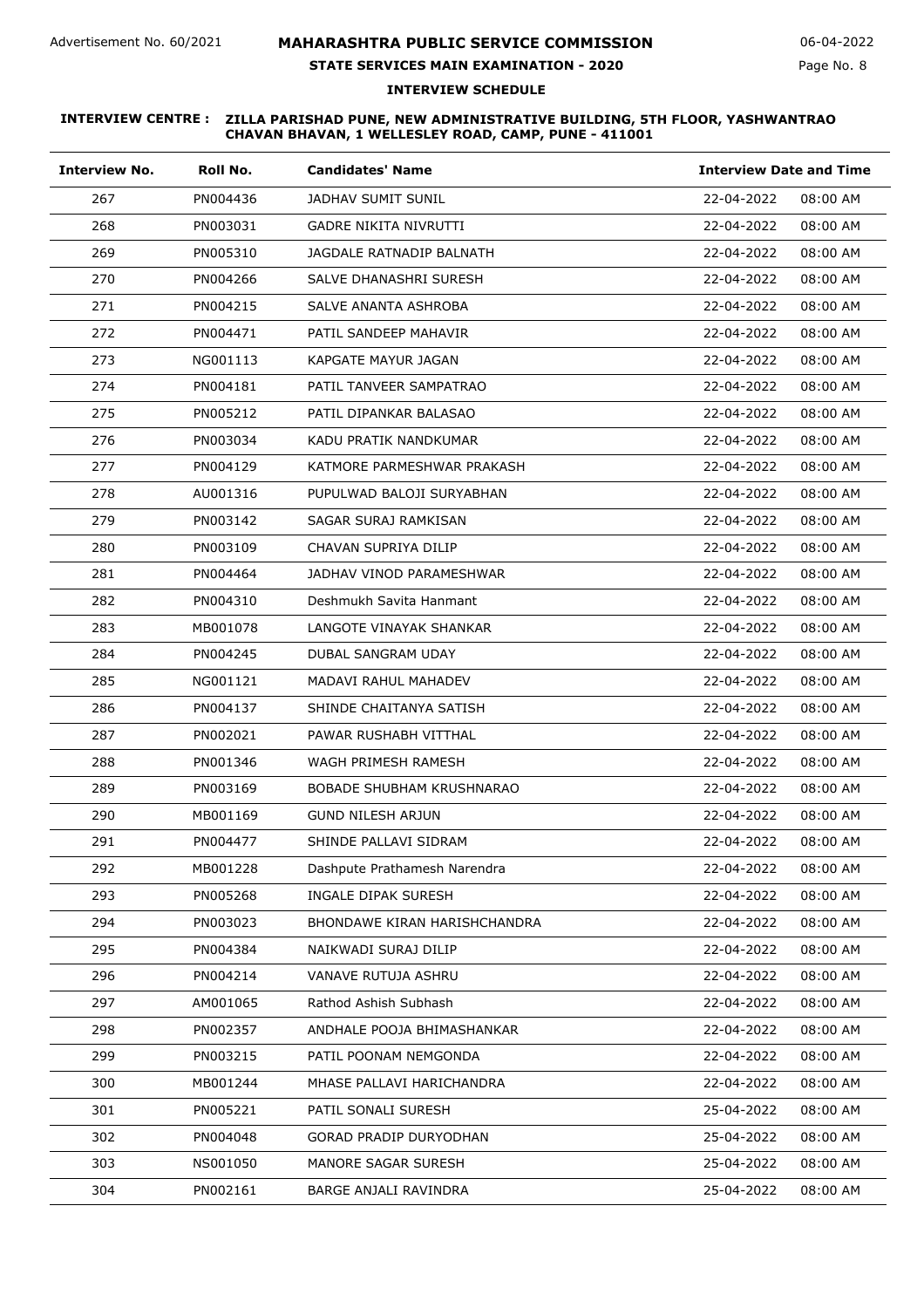**INTERVIEW CENTRE : ZILLA PARISHAD PUNE, NEW ADMINISTRATIVE BUILDING, 5TH FLOOR, YASHWANTRAO CHAVAN BHAVAN, 1 WELLESLEY ROAD, CAMP, PUNE - 411001**

| Interview No. | Roll No. | Candidates' Name | Interview Date and Time | |
|---|---|---|---|---|
| 267 | PN004436 | JADHAV SUMIT SUNIL | 22-04-2022 | 08:00 AM |
| 268 | PN003031 | GADRE NIKITA NIVRUTTI | 22-04-2022 | 08:00 AM |
| 269 | PN005310 | JAGDALE RATNADIP BALNATH | 22-04-2022 | 08:00 AM |
| 270 | PN004266 | SALVE DHANASHRI SURESH | 22-04-2022 | 08:00 AM |
| 271 | PN004215 | SALVE ANANTA ASHROBA | 22-04-2022 | 08:00 AM |
| 272 | PN004471 | PATIL SANDEEP MAHAVIR | 22-04-2022 | 08:00 AM |
| 273 | NG001113 | KAPGATE MAYUR JAGAN | 22-04-2022 | 08:00 AM |
| 274 | PN004181 | PATIL TANVEER SAMPATRAO | 22-04-2022 | 08:00 AM |
| 275 | PN005212 | PATIL DIPANKAR BALASAO | 22-04-2022 | 08:00 AM |
| 276 | PN003034 | KADU PRATIK NANDKUMAR | 22-04-2022 | 08:00 AM |
| 277 | PN004129 | KATMORE PARMESHWAR PRAKASH | 22-04-2022 | 08:00 AM |
| 278 | AU001316 | PUPULWAD BALOJI SURYABHAN | 22-04-2022 | 08:00 AM |
| 279 | PN003142 | SAGAR SURAJ RAMKISAN | 22-04-2022 | 08:00 AM |
| 280 | PN003109 | CHAVAN SUPRIYA DILIP | 22-04-2022 | 08:00 AM |
| 281 | PN004464 | JADHAV VINOD PARAMESHWAR | 22-04-2022 | 08:00 AM |
| 282 | PN004310 | Deshmukh Savita Hanmant | 22-04-2022 | 08:00 AM |
| 283 | MB001078 | LANGOTE VINAYAK SHANKAR | 22-04-2022 | 08:00 AM |
| 284 | PN004245 | DUBAL SANGRAM UDAY | 22-04-2022 | 08:00 AM |
| 285 | NG001121 | MADAVI RAHUL MAHADEV | 22-04-2022 | 08:00 AM |
| 286 | PN004137 | SHINDE CHAITANYA SATISH | 22-04-2022 | 08:00 AM |
| 287 | PN002021 | PAWAR RUSHABH VITTHAL | 22-04-2022 | 08:00 AM |
| 288 | PN001346 | WAGH PRIMESH RAMESH | 22-04-2022 | 08:00 AM |
| 289 | PN003169 | BOBADE SHUBHAM KRUSHNARAO | 22-04-2022 | 08:00 AM |
| 290 | MB001169 | GUND NILESH ARJUN | 22-04-2022 | 08:00 AM |
| 291 | PN004477 | SHINDE PALLAVI SIDRAM | 22-04-2022 | 08:00 AM |
| 292 | MB001228 | Dashpute Prathamesh Narendra | 22-04-2022 | 08:00 AM |
| 293 | PN005268 | INGALE DIPAK SURESH | 22-04-2022 | 08:00 AM |
| 294 | PN003023 | BHONDAWE KIRAN HARISHCHANDRA | 22-04-2022 | 08:00 AM |
| 295 | PN004384 | NAIKWADI SURAJ DILIP | 22-04-2022 | 08:00 AM |
| 296 | PN004214 | VANAVE RUTUJA ASHRU | 22-04-2022 | 08:00 AM |
| 297 | AM001065 | Rathod Ashish Subhash | 22-04-2022 | 08:00 AM |
| 298 | PN002357 | ANDHALE POOJA BHIMASHANKAR | 22-04-2022 | 08:00 AM |
| 299 | PN003215 | PATIL POONAM NEMGONDA | 22-04-2022 | 08:00 AM |
| 300 | MB001244 | MHASE PALLAVI HARICHANDRA | 22-04-2022 | 08:00 AM |
| 301 | PN005221 | PATIL SONALI SURESH | 25-04-2022 | 08:00 AM |
| 302 | PN004048 | GORAD PRADIP DURYODHAN | 25-04-2022 | 08:00 AM |
| 303 | NS001050 | MANORE SAGAR SURESH | 25-04-2022 | 08:00 AM |
| 304 | PN002161 | BARGE ANJALI RAVINDRA | 25-04-2022 | 08:00 AM |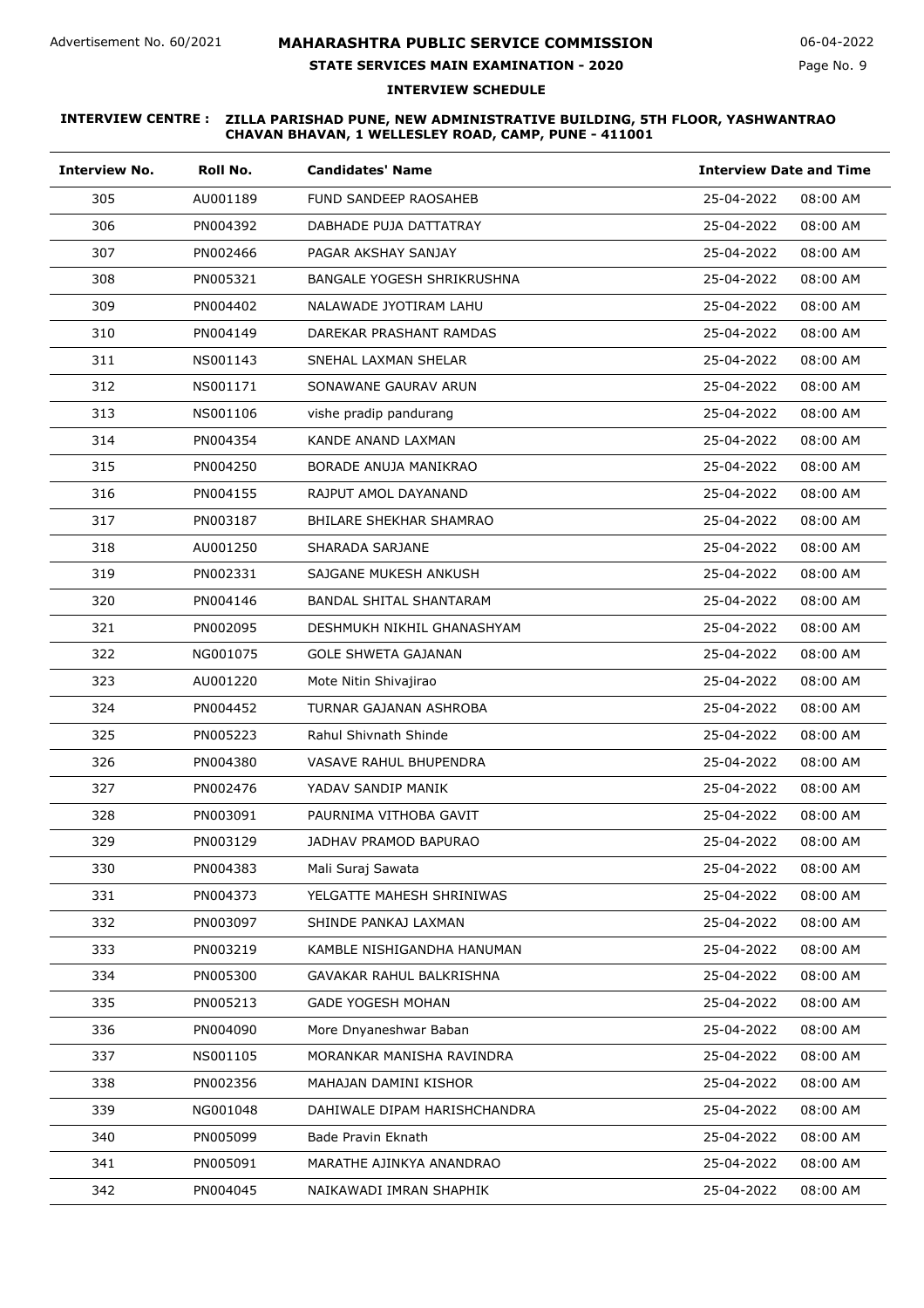Advertisement No. 60/2021

# MAHARASHTRA PUBLIC SERVICE COMMISSION

06-04-2022

## STATE SERVICES MAIN EXAMINATION - 2020

### INTERVIEW SCHEDULE

**INTERVIEW CENTRE : ZILLA PARISHAD PUNE, NEW ADMINISTRATIVE BUILDING, 5TH FLOOR, YASHWANTRAO CHAVAN BHAVAN, 1 WELLESLEY ROAD, CAMP, PUNE - 411001**

| Interview No. | Roll No. | Candidates' Name | Interview Date and Time | |
|---|---|---|---|---|
| 305 | AU001189 | FUND SANDEEP RAOSAHEB | 25-04-2022 | 08:00 AM |
| 306 | PN004392 | DABHADE PUJA DATTATRAY | 25-04-2022 | 08:00 AM |
| 307 | PN002466 | PAGAR AKSHAY SANJAY | 25-04-2022 | 08:00 AM |
| 308 | PN005321 | BANGALE YOGESH SHRIKRUSHNA | 25-04-2022 | 08:00 AM |
| 309 | PN004402 | NALAWADE JYOTIRAM LAHU | 25-04-2022 | 08:00 AM |
| 310 | PN004149 | DAREKAR PRASHANT RAMDAS | 25-04-2022 | 08:00 AM |
| 311 | NS001143 | SNEHAL LAXMAN SHELAR | 25-04-2022 | 08:00 AM |
| 312 | NS001171 | SONAWANE GAURAV ARUN | 25-04-2022 | 08:00 AM |
| 313 | NS001106 | vishe pradip pandurang | 25-04-2022 | 08:00 AM |
| 314 | PN004354 | KANDE ANAND LAXMAN | 25-04-2022 | 08:00 AM |
| 315 | PN004250 | BORADE ANUJA MANIKRAO | 25-04-2022 | 08:00 AM |
| 316 | PN004155 | RAJPUT AMOL DAYANAND | 25-04-2022 | 08:00 AM |
| 317 | PN003187 | BHILARE SHEKHAR SHAMRAO | 25-04-2022 | 08:00 AM |
| 318 | AU001250 | SHARADA SARJANE | 25-04-2022 | 08:00 AM |
| 319 | PN002331 | SAJGANE MUKESH ANKUSH | 25-04-2022 | 08:00 AM |
| 320 | PN004146 | BANDAL SHITAL SHANTARAM | 25-04-2022 | 08:00 AM |
| 321 | PN002095 | DESHMUKH NIKHIL GHANASHYAM | 25-04-2022 | 08:00 AM |
| 322 | NG001075 | GOLE SHWETA GAJANAN | 25-04-2022 | 08:00 AM |
| 323 | AU001220 | Mote Nitin Shivajirao | 25-04-2022 | 08:00 AM |
| 324 | PN004452 | TURNAR GAJANAN ASHROBA | 25-04-2022 | 08:00 AM |
| 325 | PN005223 | Rahul Shivnath Shinde | 25-04-2022 | 08:00 AM |
| 326 | PN004380 | VASAVE RAHUL BHUPENDRA | 25-04-2022 | 08:00 AM |
| 327 | PN002476 | YADAV SANDIP MANIK | 25-04-2022 | 08:00 AM |
| 328 | PN003091 | PAURNIMA VITHOBA GAVIT | 25-04-2022 | 08:00 AM |
| 329 | PN003129 | JADHAV PRAMOD BAPURAO | 25-04-2022 | 08:00 AM |
| 330 | PN004383 | Mali Suraj Sawata | 25-04-2022 | 08:00 AM |
| 331 | PN004373 | YELGATTE MAHESH SHRINIWAS | 25-04-2022 | 08:00 AM |
| 332 | PN003097 | SHINDE PANKAJ LAXMAN | 25-04-2022 | 08:00 AM |
| 333 | PN003219 | KAMBLE NISHIGANDHA HANUMAN | 25-04-2022 | 08:00 AM |
| 334 | PN005300 | GAVAKAR RAHUL BALKRISHNA | 25-04-2022 | 08:00 AM |
| 335 | PN005213 | GADE YOGESH MOHAN | 25-04-2022 | 08:00 AM |
| 336 | PN004090 | More Dnyaneshwar Baban | 25-04-2022 | 08:00 AM |
| 337 | NS001105 | MORANKAR MANISHA RAVINDRA | 25-04-2022 | 08:00 AM |
| 338 | PN002356 | MAHAJAN DAMINI KISHOR | 25-04-2022 | 08:00 AM |
| 339 | NG001048 | DAHIWALE DIPAM HARISHCHANDRA | 25-04-2022 | 08:00 AM |
| 340 | PN005099 | Bade Pravin Eknath | 25-04-2022 | 08:00 AM |
| 341 | PN005091 | MARATHE AJINKYA ANANDRAO | 25-04-2022 | 08:00 AM |
| 342 | PN004045 | NAIKAWADI IMRAN SHAPHIK | 25-04-2022 | 08:00 AM |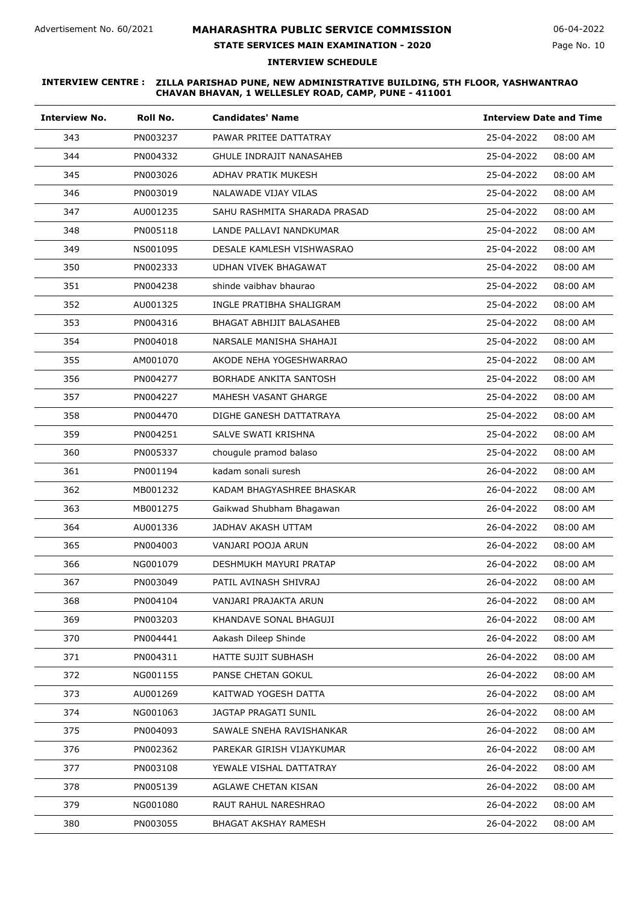Advertisement No. 60/2021

# MAHARASHTRA PUBLIC SERVICE COMMISSION

06-04-2022

## STATE SERVICES MAIN EXAMINATION - 2020

### INTERVIEW SCHEDULE

**INTERVIEW CENTRE : ZILLA PARISHAD PUNE, NEW ADMINISTRATIVE BUILDING, 5TH FLOOR, YASHWANTRAO CHAVAN BHAVAN, 1 WELLESLEY ROAD, CAMP, PUNE - 411001**

| Interview No. | Roll No. | Candidates' Name | Interview Date and Time | |
|---|---|---|---|---|
| 343 | PN003237 | PAWAR PRITEE DATTATRAY | 25-04-2022 | 08:00 AM |
| 344 | PN004332 | GHULE INDRAJIT NANASAHEB | 25-04-2022 | 08:00 AM |
| 345 | PN003026 | ADHAV PRATIK MUKESH | 25-04-2022 | 08:00 AM |
| 346 | PN003019 | NALAWADE VIJAY VILAS | 25-04-2022 | 08:00 AM |
| 347 | AU001235 | SAHU RASHMITA SHARADA PRASAD | 25-04-2022 | 08:00 AM |
| 348 | PN005118 | LANDE PALLAVI NANDKUMAR | 25-04-2022 | 08:00 AM |
| 349 | NS001095 | DESALE KAMLESH VISHWASRAO | 25-04-2022 | 08:00 AM |
| 350 | PN002333 | UDHAN VIVEK BHAGAWAT | 25-04-2022 | 08:00 AM |
| 351 | PN004238 | shinde vaibhav bhaurao | 25-04-2022 | 08:00 AM |
| 352 | AU001325 | INGLE PRATIBHA SHALIGRAM | 25-04-2022 | 08:00 AM |
| 353 | PN004316 | BHAGAT ABHIJIT BALASAHEB | 25-04-2022 | 08:00 AM |
| 354 | PN004018 | NARSALE MANISHA SHAHAJI | 25-04-2022 | 08:00 AM |
| 355 | AM001070 | AKODE NEHA YOGESHWARRAO | 25-04-2022 | 08:00 AM |
| 356 | PN004277 | BORHADE ANKITA SANTOSH | 25-04-2022 | 08:00 AM |
| 357 | PN004227 | MAHESH VASANT GHARGE | 25-04-2022 | 08:00 AM |
| 358 | PN004470 | DIGHE GANESH DATTATRAYA | 25-04-2022 | 08:00 AM |
| 359 | PN004251 | SALVE SWATI KRISHNA | 25-04-2022 | 08:00 AM |
| 360 | PN005337 | chougule pramod balaso | 25-04-2022 | 08:00 AM |
| 361 | PN001194 | kadam sonali suresh | 26-04-2022 | 08:00 AM |
| 362 | MB001232 | KADAM BHAGYASHREE BHASKAR | 26-04-2022 | 08:00 AM |
| 363 | MB001275 | Gaikwad Shubham Bhagawan | 26-04-2022 | 08:00 AM |
| 364 | AU001336 | JADHAV AKASH UTTAM | 26-04-2022 | 08:00 AM |
| 365 | PN004003 | VANJARI POOJA ARUN | 26-04-2022 | 08:00 AM |
| 366 | NG001079 | DESHMUKH MAYURI PRATAP | 26-04-2022 | 08:00 AM |
| 367 | PN003049 | PATIL AVINASH SHIVRAJ | 26-04-2022 | 08:00 AM |
| 368 | PN004104 | VANJARI PRAJAKTA ARUN | 26-04-2022 | 08:00 AM |
| 369 | PN003203 | KHANDAVE SONAL BHAGUJI | 26-04-2022 | 08:00 AM |
| 370 | PN004441 | Aakash Dileep Shinde | 26-04-2022 | 08:00 AM |
| 371 | PN004311 | HATTE SUJIT SUBHASH | 26-04-2022 | 08:00 AM |
| 372 | NG001155 | PANSE CHETAN GOKUL | 26-04-2022 | 08:00 AM |
| 373 | AU001269 | KAITWAD YOGESH DATTA | 26-04-2022 | 08:00 AM |
| 374 | NG001063 | JAGTAP PRAGATI SUNIL | 26-04-2022 | 08:00 AM |
| 375 | PN004093 | SAWALE SNEHA RAVISHANKAR | 26-04-2022 | 08:00 AM |
| 376 | PN002362 | PAREKAR GIRISH VIJAYKUMAR | 26-04-2022 | 08:00 AM |
| 377 | PN003108 | YEWALE VISHAL DATTATRAY | 26-04-2022 | 08:00 AM |
| 378 | PN005139 | AGLAWE CHETAN KISAN | 26-04-2022 | 08:00 AM |
| 379 | NG001080 | RAUT RAHUL NARESHRAO | 26-04-2022 | 08:00 AM |
| 380 | PN003055 | BHAGAT AKSHAY RAMESH | 26-04-2022 | 08:00 AM |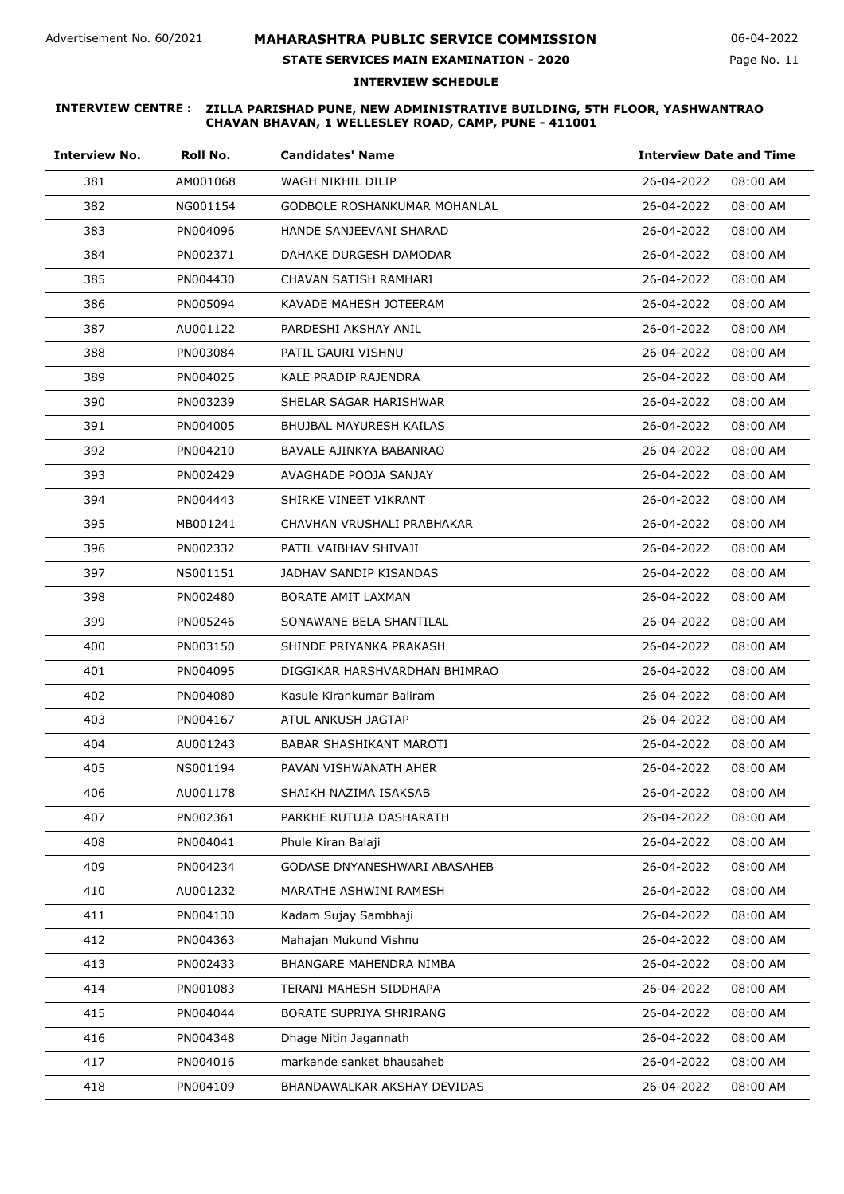Advertisement No. 60/2021

# MAHARASHTRA PUBLIC SERVICE COMMISSION

06-04-2022

## STATE SERVICES MAIN EXAMINATION - 2020

### INTERVIEW SCHEDULE

**INTERVIEW CENTRE : ZILLA PARISHAD PUNE, NEW ADMINISTRATIVE BUILDING, 5TH FLOOR, YASHWANTRAO CHAVAN BHAVAN, 1 WELLESLEY ROAD, CAMP, PUNE - 411001**

| Interview No. | Roll No. | Candidates' Name | Interview Date and Time | |
|---|---|---|---|---|
| 381 | AM001068 | WAGH NIKHIL DILIP | 26-04-2022 | 08:00 AM |
| 382 | NG001154 | GODBOLE ROSHANKUMAR MOHANLAL | 26-04-2022 | 08:00 AM |
| 383 | PN004096 | HANDE SANJEEVANI SHARAD | 26-04-2022 | 08:00 AM |
| 384 | PN002371 | DAHAKE DURGESH DAMODAR | 26-04-2022 | 08:00 AM |
| 385 | PN004430 | CHAVAN SATISH RAMHARI | 26-04-2022 | 08:00 AM |
| 386 | PN005094 | KAVADE MAHESH JOTEERAM | 26-04-2022 | 08:00 AM |
| 387 | AU001122 | PARDESHI AKSHAY ANIL | 26-04-2022 | 08:00 AM |
| 388 | PN003084 | PATIL GAURI VISHNU | 26-04-2022 | 08:00 AM |
| 389 | PN004025 | KALE PRADIP RAJENDRA | 26-04-2022 | 08:00 AM |
| 390 | PN003239 | SHELAR SAGAR HARISHWAR | 26-04-2022 | 08:00 AM |
| 391 | PN004005 | BHUJBAL MAYURESH KAILAS | 26-04-2022 | 08:00 AM |
| 392 | PN004210 | BAVALE AJINKYA BABANRAO | 26-04-2022 | 08:00 AM |
| 393 | PN002429 | AVAGHADE POOJA SANJAY | 26-04-2022 | 08:00 AM |
| 394 | PN004443 | SHIRKE VINEET VIKRANT | 26-04-2022 | 08:00 AM |
| 395 | MB001241 | CHAVHAN VRUSHALI PRABHAKAR | 26-04-2022 | 08:00 AM |
| 396 | PN002332 | PATIL VAIBHAV SHIVAJI | 26-04-2022 | 08:00 AM |
| 397 | NS001151 | JADHAV SANDIP KISANDAS | 26-04-2022 | 08:00 AM |
| 398 | PN002480 | BORATE AMIT LAXMAN | 26-04-2022 | 08:00 AM |
| 399 | PN005246 | SONAWANE BELA SHANTILAL | 26-04-2022 | 08:00 AM |
| 400 | PN003150 | SHINDE PRIYANKA PRAKASH | 26-04-2022 | 08:00 AM |
| 401 | PN004095 | DIGGIKAR HARSHVARDHAN BHIMRAO | 26-04-2022 | 08:00 AM |
| 402 | PN004080 | Kasule Kirankumar Baliram | 26-04-2022 | 08:00 AM |
| 403 | PN004167 | ATUL ANKUSH JAGTAP | 26-04-2022 | 08:00 AM |
| 404 | AU001243 | BABAR SHASHIKANT MAROTI | 26-04-2022 | 08:00 AM |
| 405 | NS001194 | PAVAN VISHWANATH AHER | 26-04-2022 | 08:00 AM |
| 406 | AU001178 | SHAIKH NAZIMA ISAKSAB | 26-04-2022 | 08:00 AM |
| 407 | PN002361 | PARKHE RUTUJA DASHARATH | 26-04-2022 | 08:00 AM |
| 408 | PN004041 | Phule Kiran Balaji | 26-04-2022 | 08:00 AM |
| 409 | PN004234 | GODASE DNYANESHWARI ABASAHEB | 26-04-2022 | 08:00 AM |
| 410 | AU001232 | MARATHE ASHWINI RAMESH | 26-04-2022 | 08:00 AM |
| 411 | PN004130 | Kadam Sujay Sambhaji | 26-04-2022 | 08:00 AM |
| 412 | PN004363 | Mahajan Mukund Vishnu | 26-04-2022 | 08:00 AM |
| 413 | PN002433 | BHANGARE MAHENDRA NIMBA | 26-04-2022 | 08:00 AM |
| 414 | PN001083 | TERANI MAHESH SIDDHAPA | 26-04-2022 | 08:00 AM |
| 415 | PN004044 | BORATE SUPRIYA SHRIRANG | 26-04-2022 | 08:00 AM |
| 416 | PN004348 | Dhage Nitin Jagannath | 26-04-2022 | 08:00 AM |
| 417 | PN004016 | markande sanket bhausaheb | 26-04-2022 | 08:00 AM |
| 418 | PN004109 | BHANDAWALKAR AKSHAY DEVIDAS | 26-04-2022 | 08:00 AM |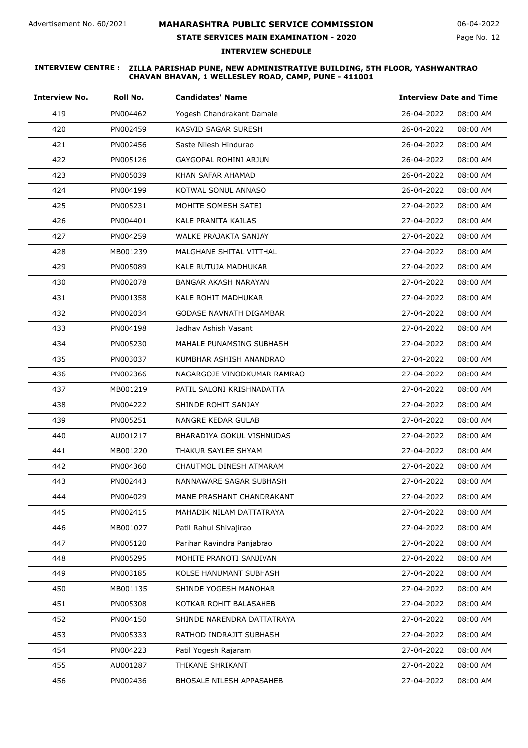Advertisement No. 60/2021

# MAHARASHTRA PUBLIC SERVICE COMMISSION

06-04-2022

## STATE SERVICES MAIN EXAMINATION - 2020

## INTERVIEW SCHEDULE

**INTERVIEW CENTRE : ZILLA PARISHAD PUNE, NEW ADMINISTRATIVE BUILDING, 5TH FLOOR, YASHWANTRAO CHAVAN BHAVAN, 1 WELLESLEY ROAD, CAMP, PUNE - 411001**

| Interview No. | Roll No. | Candidates' Name | Interview Date and Time | |
|---|---|---|---|---|
| 419 | PN004462 | Yogesh Chandrakant Damale | 26-04-2022 | 08:00 AM |
| 420 | PN002459 | KASVID SAGAR SURESH | 26-04-2022 | 08:00 AM |
| 421 | PN002456 | Saste Nilesh Hindurao | 26-04-2022 | 08:00 AM |
| 422 | PN005126 | GAYGOPAL ROHINI ARJUN | 26-04-2022 | 08:00 AM |
| 423 | PN005039 | KHAN SAFAR AHAMAD | 26-04-2022 | 08:00 AM |
| 424 | PN004199 | KOTWAL SONUL ANNASO | 26-04-2022 | 08:00 AM |
| 425 | PN005231 | MOHITE SOMESH SATEJ | 27-04-2022 | 08:00 AM |
| 426 | PN004401 | KALE PRANITA KAILAS | 27-04-2022 | 08:00 AM |
| 427 | PN004259 | WALKE PRAJAKTA SANJAY | 27-04-2022 | 08:00 AM |
| 428 | MB001239 | MALGHANE SHITAL VITTHAL | 27-04-2022 | 08:00 AM |
| 429 | PN005089 | KALE RUTUJA MADHUKAR | 27-04-2022 | 08:00 AM |
| 430 | PN002078 | BANGAR AKASH NARAYAN | 27-04-2022 | 08:00 AM |
| 431 | PN001358 | KALE ROHIT MADHUKAR | 27-04-2022 | 08:00 AM |
| 432 | PN002034 | GODASE NAVNATH DIGAMBAR | 27-04-2022 | 08:00 AM |
| 433 | PN004198 | Jadhav Ashish Vasant | 27-04-2022 | 08:00 AM |
| 434 | PN005230 | MAHALE PUNAMSING SUBHASH | 27-04-2022 | 08:00 AM |
| 435 | PN003037 | KUMBHAR ASHISH ANANDRAO | 27-04-2022 | 08:00 AM |
| 436 | PN002366 | NAGARGOJE VINODKUMAR RAMRAO | 27-04-2022 | 08:00 AM |
| 437 | MB001219 | PATIL SALONI KRISHNADATTA | 27-04-2022 | 08:00 AM |
| 438 | PN004222 | SHINDE ROHIT SANJAY | 27-04-2022 | 08:00 AM |
| 439 | PN005251 | NANGRE KEDAR GULAB | 27-04-2022 | 08:00 AM |
| 440 | AU001217 | BHARADIYA GOKUL VISHNUDAS | 27-04-2022 | 08:00 AM |
| 441 | MB001220 | THAKUR SAYLEE SHYAM | 27-04-2022 | 08:00 AM |
| 442 | PN004360 | CHAUTMOL DINESH ATMARAM | 27-04-2022 | 08:00 AM |
| 443 | PN002443 | NANNAWARE SAGAR SUBHASH | 27-04-2022 | 08:00 AM |
| 444 | PN004029 | MANE PRASHANT CHANDRAKANT | 27-04-2022 | 08:00 AM |
| 445 | PN002415 | MAHADIK NILAM DATTATRAYA | 27-04-2022 | 08:00 AM |
| 446 | MB001027 | Patil Rahul Shivajirao | 27-04-2022 | 08:00 AM |
| 447 | PN005120 | Parihar Ravindra Panjabrao | 27-04-2022 | 08:00 AM |
| 448 | PN005295 | MOHITE PRANOTI SANJIVAN | 27-04-2022 | 08:00 AM |
| 449 | PN003185 | KOLSE HANUMANT SUBHASH | 27-04-2022 | 08:00 AM |
| 450 | MB001135 | SHINDE YOGESH MANOHAR | 27-04-2022 | 08:00 AM |
| 451 | PN005308 | KOTKAR ROHIT BALASAHEB | 27-04-2022 | 08:00 AM |
| 452 | PN004150 | SHINDE NARENDRA DATTATRAYA | 27-04-2022 | 08:00 AM |
| 453 | PN005333 | RATHOD INDRAJIT SUBHASH | 27-04-2022 | 08:00 AM |
| 454 | PN004223 | Patil Yogesh Rajaram | 27-04-2022 | 08:00 AM |
| 455 | AU001287 | THIKANE SHRIKANT | 27-04-2022 | 08:00 AM |
| 456 | PN002436 | BHOSALE NILESH APPASAHEB | 27-04-2022 | 08:00 AM |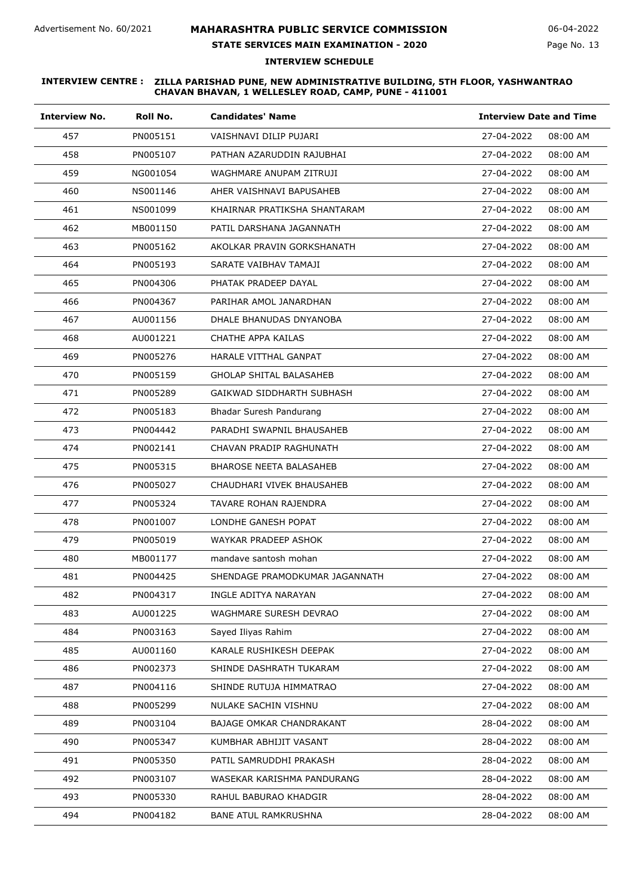# MAHARASHTRA PUBLIC SERVICE COMMISSION

Advertisement No. 60/2021

06-04-2022

## STATE SERVICES MAIN EXAMINATION - 2020

### INTERVIEW SCHEDULE

**INTERVIEW CENTRE : ZILLA PARISHAD PUNE, NEW ADMINISTRATIVE BUILDING, 5TH FLOOR, YASHWANTRAO CHAVAN BHAVAN, 1 WELLESLEY ROAD, CAMP, PUNE - 411001**

| Interview No. | Roll No. | Candidates' Name | Interview Date and Time | |
|---|---|---|---|---|
| 457 | PN005151 | VAISHNAVI DILIP PUJARI | 27-04-2022 | 08:00 AM |
| 458 | PN005107 | PATHAN AZARUDDIN RAJUBHAI | 27-04-2022 | 08:00 AM |
| 459 | NG001054 | WAGHMARE ANUPAM ZITRUJI | 27-04-2022 | 08:00 AM |
| 460 | NS001146 | AHER VAISHNAVI BAPUSAHEB | 27-04-2022 | 08:00 AM |
| 461 | NS001099 | KHAIRNAR PRATIKSHA SHANTARAM | 27-04-2022 | 08:00 AM |
| 462 | MB001150 | PATIL DARSHANA JAGANNATH | 27-04-2022 | 08:00 AM |
| 463 | PN005162 | AKOLKAR PRAVIN GORKSHANATH | 27-04-2022 | 08:00 AM |
| 464 | PN005193 | SARATE VAIBHAV TAMAJI | 27-04-2022 | 08:00 AM |
| 465 | PN004306 | PHATAK PRADEEP DAYAL | 27-04-2022 | 08:00 AM |
| 466 | PN004367 | PARIHAR AMOL JANARDHAN | 27-04-2022 | 08:00 AM |
| 467 | AU001156 | DHALE BHANUDAS DNYANOBA | 27-04-2022 | 08:00 AM |
| 468 | AU001221 | CHATHE APPA KAILAS | 27-04-2022 | 08:00 AM |
| 469 | PN005276 | HARALE VITTHAL GANPAT | 27-04-2022 | 08:00 AM |
| 470 | PN005159 | GHOLAP SHITAL BALASAHEB | 27-04-2022 | 08:00 AM |
| 471 | PN005289 | GAIKWAD SIDDHARTH SUBHASH | 27-04-2022 | 08:00 AM |
| 472 | PN005183 | Bhadar Suresh Pandurang | 27-04-2022 | 08:00 AM |
| 473 | PN004442 | PARADHI SWAPNIL BHAUSAHEB | 27-04-2022 | 08:00 AM |
| 474 | PN002141 | CHAVAN PRADIP RAGHUNATH | 27-04-2022 | 08:00 AM |
| 475 | PN005315 | BHAROSE NEETA BALASAHEB | 27-04-2022 | 08:00 AM |
| 476 | PN005027 | CHAUDHARI VIVEK BHAUSAHEB | 27-04-2022 | 08:00 AM |
| 477 | PN005324 | TAVARE ROHAN RAJENDRA | 27-04-2022 | 08:00 AM |
| 478 | PN001007 | LONDHE GANESH POPAT | 27-04-2022 | 08:00 AM |
| 479 | PN005019 | WAYKAR PRADEEP ASHOK | 27-04-2022 | 08:00 AM |
| 480 | MB001177 | mandave santosh mohan | 27-04-2022 | 08:00 AM |
| 481 | PN004425 | SHENDAGE PRAMODKUMAR JAGANNATH | 27-04-2022 | 08:00 AM |
| 482 | PN004317 | INGLE ADITYA NARAYAN | 27-04-2022 | 08:00 AM |
| 483 | AU001225 | WAGHMARE SURESH DEVRAO | 27-04-2022 | 08:00 AM |
| 484 | PN003163 | Sayed Iliyas Rahim | 27-04-2022 | 08:00 AM |
| 485 | AU001160 | KARALE RUSHIKESH DEEPAK | 27-04-2022 | 08:00 AM |
| 486 | PN002373 | SHINDE DASHRATH TUKARAM | 27-04-2022 | 08:00 AM |
| 487 | PN004116 | SHINDE RUTUJA HIMMATRAO | 27-04-2022 | 08:00 AM |
| 488 | PN005299 | NULAKE SACHIN VISHNU | 27-04-2022 | 08:00 AM |
| 489 | PN003104 | BAJAGE OMKAR CHANDRAKANT | 28-04-2022 | 08:00 AM |
| 490 | PN005347 | KUMBHAR ABHIJIT VASANT | 28-04-2022 | 08:00 AM |
| 491 | PN005350 | PATIL SAMRUDDHI PRAKASH | 28-04-2022 | 08:00 AM |
| 492 | PN003107 | WASEKAR KARISHMA PANDURANG | 28-04-2022 | 08:00 AM |
| 493 | PN005330 | RAHUL BABURAO KHADGIR | 28-04-2022 | 08:00 AM |
| 494 | PN004182 | BANE ATUL RAMKRUSHNA | 28-04-2022 | 08:00 AM |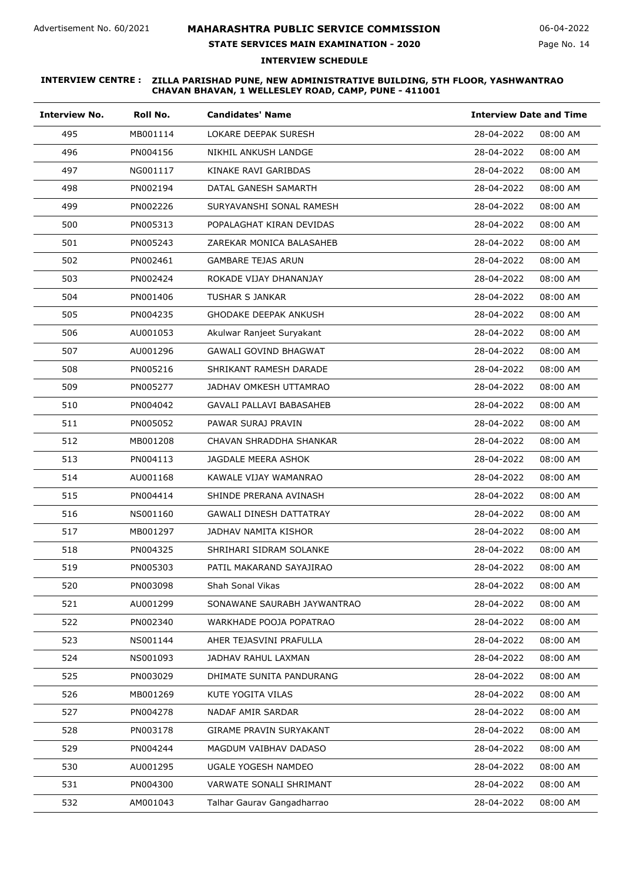Advertisement No. 60/2021

# MAHARASHTRA PUBLIC SERVICE COMMISSION

06-04-2022

## STATE SERVICES MAIN EXAMINATION - 2020

### INTERVIEW SCHEDULE

**INTERVIEW CENTRE : ZILLA PARISHAD PUNE, NEW ADMINISTRATIVE BUILDING, 5TH FLOOR, YASHWANTRAO CHAVAN BHAVAN, 1 WELLESLEY ROAD, CAMP, PUNE - 411001**

| Interview No. | Roll No. | Candidates' Name | Interview Date and Time | |
|---|---|---|---|---|
| 495 | MB001114 | LOKARE DEEPAK SURESH | 28-04-2022 | 08:00 AM |
| 496 | PN004156 | NIKHIL ANKUSH LANDGE | 28-04-2022 | 08:00 AM |
| 497 | NG001117 | KINAKE RAVI GARIBDAS | 28-04-2022 | 08:00 AM |
| 498 | PN002194 | DATAL GANESH SAMARTH | 28-04-2022 | 08:00 AM |
| 499 | PN002226 | SURYAVANSHI SONAL RAMESH | 28-04-2022 | 08:00 AM |
| 500 | PN005313 | POPALAGHAT KIRAN DEVIDAS | 28-04-2022 | 08:00 AM |
| 501 | PN005243 | ZAREKAR MONICA BALASAHEB | 28-04-2022 | 08:00 AM |
| 502 | PN002461 | GAMBARE TEJAS ARUN | 28-04-2022 | 08:00 AM |
| 503 | PN002424 | ROKADE VIJAY DHANANJAY | 28-04-2022 | 08:00 AM |
| 504 | PN001406 | TUSHAR S JANKAR | 28-04-2022 | 08:00 AM |
| 505 | PN004235 | GHODAKE DEEPAK ANKUSH | 28-04-2022 | 08:00 AM |
| 506 | AU001053 | Akulwar Ranjeet Suryakant | 28-04-2022 | 08:00 AM |
| 507 | AU001296 | GAWALI GOVIND BHAGWAT | 28-04-2022 | 08:00 AM |
| 508 | PN005216 | SHRIKANT RAMESH DARADE | 28-04-2022 | 08:00 AM |
| 509 | PN005277 | JADHAV OMKESH UTTAMRAO | 28-04-2022 | 08:00 AM |
| 510 | PN004042 | GAVALI PALLAVI BABASAHEB | 28-04-2022 | 08:00 AM |
| 511 | PN005052 | PAWAR SURAJ PRAVIN | 28-04-2022 | 08:00 AM |
| 512 | MB001208 | CHAVAN SHRADDHA SHANKAR | 28-04-2022 | 08:00 AM |
| 513 | PN004113 | JAGDALE MEERA ASHOK | 28-04-2022 | 08:00 AM |
| 514 | AU001168 | KAWALE VIJAY WAMANRAO | 28-04-2022 | 08:00 AM |
| 515 | PN004414 | SHINDE PRERANA AVINASH | 28-04-2022 | 08:00 AM |
| 516 | NS001160 | GAWALI DINESH DATTATRAY | 28-04-2022 | 08:00 AM |
| 517 | MB001297 | JADHAV NAMITA KISHOR | 28-04-2022 | 08:00 AM |
| 518 | PN004325 | SHRIHARI SIDRAM SOLANKE | 28-04-2022 | 08:00 AM |
| 519 | PN005303 | PATIL MAKARAND SAYAJIRAO | 28-04-2022 | 08:00 AM |
| 520 | PN003098 | Shah Sonal Vikas | 28-04-2022 | 08:00 AM |
| 521 | AU001299 | SONAWANE SAURABH JAYWANTRAO | 28-04-2022 | 08:00 AM |
| 522 | PN002340 | WARKHADE POOJA POPATRAO | 28-04-2022 | 08:00 AM |
| 523 | NS001144 | AHER TEJASVINI PRAFULLA | 28-04-2022 | 08:00 AM |
| 524 | NS001093 | JADHAV RAHUL LAXMAN | 28-04-2022 | 08:00 AM |
| 525 | PN003029 | DHIMATE SUNITA PANDURANG | 28-04-2022 | 08:00 AM |
| 526 | MB001269 | KUTE YOGITA VILAS | 28-04-2022 | 08:00 AM |
| 527 | PN004278 | NADAF AMIR SARDAR | 28-04-2022 | 08:00 AM |
| 528 | PN003178 | GIRAME PRAVIN SURYAKANT | 28-04-2022 | 08:00 AM |
| 529 | PN004244 | MAGDUM VAIBHAV DADASO | 28-04-2022 | 08:00 AM |
| 530 | AU001295 | UGALE YOGESH NAMDEO | 28-04-2022 | 08:00 AM |
| 531 | PN004300 | VARWATE SONALI SHRIMANT | 28-04-2022 | 08:00 AM |
| 532 | AM001043 | Talhar Gaurav Gangadharrao | 28-04-2022 | 08:00 AM |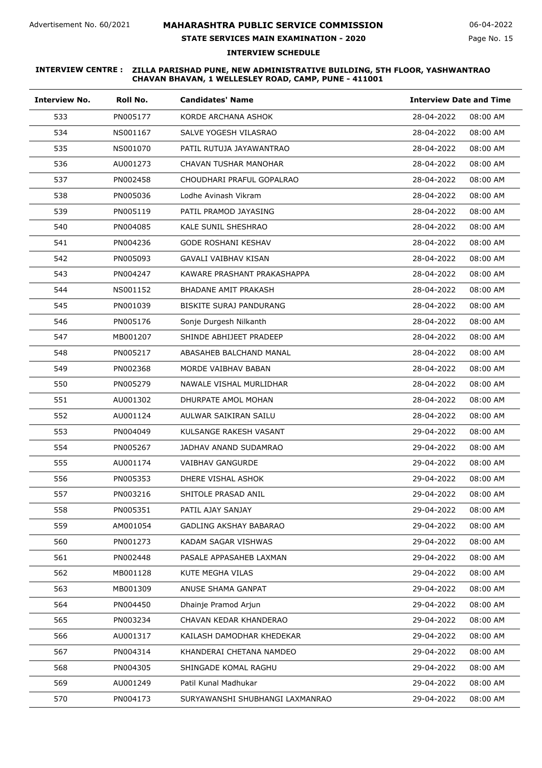Advertisement No. 60/2021

# MAHARASHTRA PUBLIC SERVICE COMMISSION

06-04-2022

## STATE SERVICES MAIN EXAMINATION - 2020

### INTERVIEW SCHEDULE

**INTERVIEW CENTRE : ZILLA PARISHAD PUNE, NEW ADMINISTRATIVE BUILDING, 5TH FLOOR, YASHWANTRAO CHAVAN BHAVAN, 1 WELLESLEY ROAD, CAMP, PUNE - 411001**

| Interview No. | Roll No. | Candidates' Name | Interview Date and Time | |
|---|---|---|---|---|
| 533 | PN005177 | KORDE ARCHANA ASHOK | 28-04-2022 | 08:00 AM |
| 534 | NS001167 | SALVE YOGESH VILASRAO | 28-04-2022 | 08:00 AM |
| 535 | NS001070 | PATIL RUTUJA JAYAWANTRAO | 28-04-2022 | 08:00 AM |
| 536 | AU001273 | CHAVAN TUSHAR MANOHAR | 28-04-2022 | 08:00 AM |
| 537 | PN002458 | CHOUDHARI PRAFUL GOPALRAO | 28-04-2022 | 08:00 AM |
| 538 | PN005036 | Lodhe Avinash Vikram | 28-04-2022 | 08:00 AM |
| 539 | PN005119 | PATIL PRAMOD JAYASING | 28-04-2022 | 08:00 AM |
| 540 | PN004085 | KALE SUNIL SHESHRAO | 28-04-2022 | 08:00 AM |
| 541 | PN004236 | GODE ROSHANI KESHAV | 28-04-2022 | 08:00 AM |
| 542 | PN005093 | GAVALI VAIBHAV KISAN | 28-04-2022 | 08:00 AM |
| 543 | PN004247 | KAWARE PRASHANT PRAKASHAPPA | 28-04-2022 | 08:00 AM |
| 544 | NS001152 | BHADANE AMIT PRAKASH | 28-04-2022 | 08:00 AM |
| 545 | PN001039 | BISKITE SURAJ PANDURANG | 28-04-2022 | 08:00 AM |
| 546 | PN005176 | Sonje Durgesh Nilkanth | 28-04-2022 | 08:00 AM |
| 547 | MB001207 | SHINDE ABHIJEET PRADEEP | 28-04-2022 | 08:00 AM |
| 548 | PN005217 | ABASAHEB BALCHAND MANAL | 28-04-2022 | 08:00 AM |
| 549 | PN002368 | MORDE VAIBHAV BABAN | 28-04-2022 | 08:00 AM |
| 550 | PN005279 | NAWALE VISHAL MURLIDHAR | 28-04-2022 | 08:00 AM |
| 551 | AU001302 | DHURPATE AMOL MOHAN | 28-04-2022 | 08:00 AM |
| 552 | AU001124 | AULWAR SAIKIRAN SAILU | 28-04-2022 | 08:00 AM |
| 553 | PN004049 | KULSANGE RAKESH VASANT | 29-04-2022 | 08:00 AM |
| 554 | PN005267 | JADHAV ANAND SUDAMRAO | 29-04-2022 | 08:00 AM |
| 555 | AU001174 | VAIBHAV GANGURDE | 29-04-2022 | 08:00 AM |
| 556 | PN005353 | DHERE VISHAL ASHOK | 29-04-2022 | 08:00 AM |
| 557 | PN003216 | SHITOLE PRASAD ANIL | 29-04-2022 | 08:00 AM |
| 558 | PN005351 | PATIL AJAY SANJAY | 29-04-2022 | 08:00 AM |
| 559 | AM001054 | GADLING AKSHAY BABARAO | 29-04-2022 | 08:00 AM |
| 560 | PN001273 | KADAM SAGAR VISHWAS | 29-04-2022 | 08:00 AM |
| 561 | PN002448 | PASALE APPASAHEB LAXMAN | 29-04-2022 | 08:00 AM |
| 562 | MB001128 | KUTE MEGHA VILAS | 29-04-2022 | 08:00 AM |
| 563 | MB001309 | ANUSE SHAMA GANPAT | 29-04-2022 | 08:00 AM |
| 564 | PN004450 | Dhainje Pramod Arjun | 29-04-2022 | 08:00 AM |
| 565 | PN003234 | CHAVAN KEDAR KHANDERAO | 29-04-2022 | 08:00 AM |
| 566 | AU001317 | KAILASH DAMODHAR KHEDEKAR | 29-04-2022 | 08:00 AM |
| 567 | PN004314 | KHANDERAI CHETANA NAMDEO | 29-04-2022 | 08:00 AM |
| 568 | PN004305 | SHINGADE KOMAL RAGHU | 29-04-2022 | 08:00 AM |
| 569 | AU001249 | Patil Kunal Madhukar | 29-04-2022 | 08:00 AM |
| 570 | PN004173 | SURYAWANSHI SHUBHANGI LAXMANRAO | 29-04-2022 | 08:00 AM |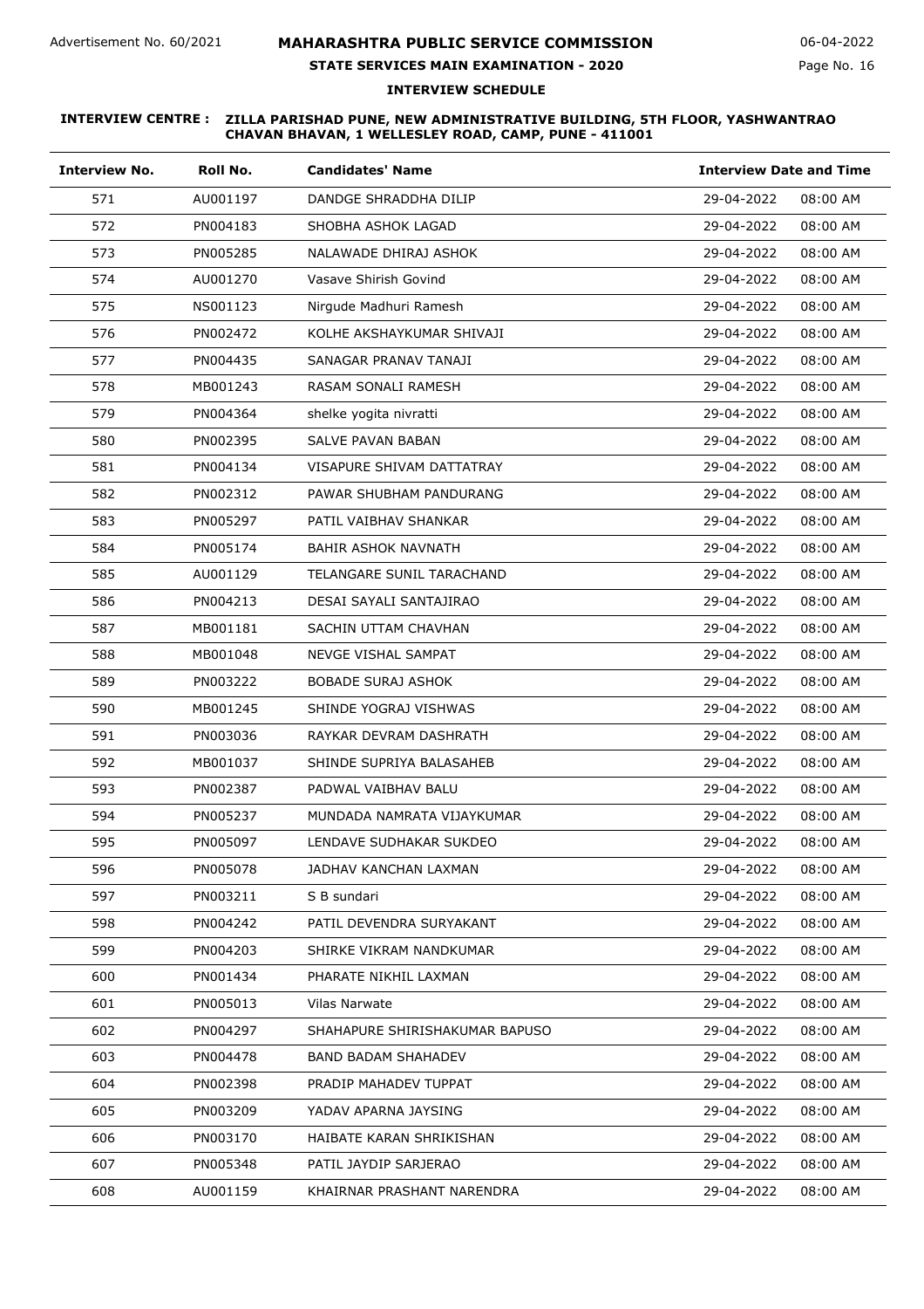Advertisement No. 60/2021

# MAHARASHTRA PUBLIC SERVICE COMMISSION

06-04-2022

## STATE SERVICES MAIN EXAMINATION - 2020

### INTERVIEW SCHEDULE

**INTERVIEW CENTRE : ZILLA PARISHAD PUNE, NEW ADMINISTRATIVE BUILDING, 5TH FLOOR, YASHWANTRAO CHAVAN BHAVAN, 1 WELLESLEY ROAD, CAMP, PUNE - 411001**

| Interview No. | Roll No. | Candidates' Name | Interview Date and Time | |
|---|---|---|---|---|
| 571 | AU001197 | DANDGE SHRADDHA DILIP | 29-04-2022 | 08:00 AM |
| 572 | PN004183 | SHOBHA ASHOK LAGAD | 29-04-2022 | 08:00 AM |
| 573 | PN005285 | NALAWADE DHIRAJ ASHOK | 29-04-2022 | 08:00 AM |
| 574 | AU001270 | Vasave Shirish Govind | 29-04-2022 | 08:00 AM |
| 575 | NS001123 | Nirgude Madhuri Ramesh | 29-04-2022 | 08:00 AM |
| 576 | PN002472 | KOLHE AKSHAYKUMAR SHIVAJI | 29-04-2022 | 08:00 AM |
| 577 | PN004435 | SANAGAR PRANAV TANAJI | 29-04-2022 | 08:00 AM |
| 578 | MB001243 | RASAM SONALI RAMESH | 29-04-2022 | 08:00 AM |
| 579 | PN004364 | shelke yogita nivratti | 29-04-2022 | 08:00 AM |
| 580 | PN002395 | SALVE PAVAN BABAN | 29-04-2022 | 08:00 AM |
| 581 | PN004134 | VISAPURE SHIVAM DATTATRAY | 29-04-2022 | 08:00 AM |
| 582 | PN002312 | PAWAR SHUBHAM PANDURANG | 29-04-2022 | 08:00 AM |
| 583 | PN005297 | PATIL VAIBHAV SHANKAR | 29-04-2022 | 08:00 AM |
| 584 | PN005174 | BAHIR ASHOK NAVNATH | 29-04-2022 | 08:00 AM |
| 585 | AU001129 | TELANGARE SUNIL TARACHAND | 29-04-2022 | 08:00 AM |
| 586 | PN004213 | DESAI SAYALI SANTAJIRAO | 29-04-2022 | 08:00 AM |
| 587 | MB001181 | SACHIN UTTAM CHAVHAN | 29-04-2022 | 08:00 AM |
| 588 | MB001048 | NEVGE VISHAL SAMPAT | 29-04-2022 | 08:00 AM |
| 589 | PN003222 | BOBADE SURAJ ASHOK | 29-04-2022 | 08:00 AM |
| 590 | MB001245 | SHINDE YOGRAJ VISHWAS | 29-04-2022 | 08:00 AM |
| 591 | PN003036 | RAYKAR DEVRAM DASHRATH | 29-04-2022 | 08:00 AM |
| 592 | MB001037 | SHINDE SUPRIYA BALASAHEB | 29-04-2022 | 08:00 AM |
| 593 | PN002387 | PADWAL VAIBHAV BALU | 29-04-2022 | 08:00 AM |
| 594 | PN005237 | MUNDADA NAMRATA VIJAYKUMAR | 29-04-2022 | 08:00 AM |
| 595 | PN005097 | LENDAVE SUDHAKAR SUKDEO | 29-04-2022 | 08:00 AM |
| 596 | PN005078 | JADHAV KANCHAN LAXMAN | 29-04-2022 | 08:00 AM |
| 597 | PN003211 | S B sundari | 29-04-2022 | 08:00 AM |
| 598 | PN004242 | PATIL DEVENDRA SURYAKANT | 29-04-2022 | 08:00 AM |
| 599 | PN004203 | SHIRKE VIKRAM NANDKUMAR | 29-04-2022 | 08:00 AM |
| 600 | PN001434 | PHARATE NIKHIL LAXMAN | 29-04-2022 | 08:00 AM |
| 601 | PN005013 | Vilas Narwate | 29-04-2022 | 08:00 AM |
| 602 | PN004297 | SHAHAPURE SHIRISHAKUMAR BAPUSO | 29-04-2022 | 08:00 AM |
| 603 | PN004478 | BAND BADAM SHAHADEV | 29-04-2022 | 08:00 AM |
| 604 | PN002398 | PRADIP MAHADEV TUPPAT | 29-04-2022 | 08:00 AM |
| 605 | PN003209 | YADAV APARNA JAYSING | 29-04-2022 | 08:00 AM |
| 606 | PN003170 | HAIBATE KARAN SHRIKISHAN | 29-04-2022 | 08:00 AM |
| 607 | PN005348 | PATIL JAYDIP SARJERAO | 29-04-2022 | 08:00 AM |
| 608 | AU001159 | KHAIRNAR PRASHANT NARENDRA | 29-04-2022 | 08:00 AM |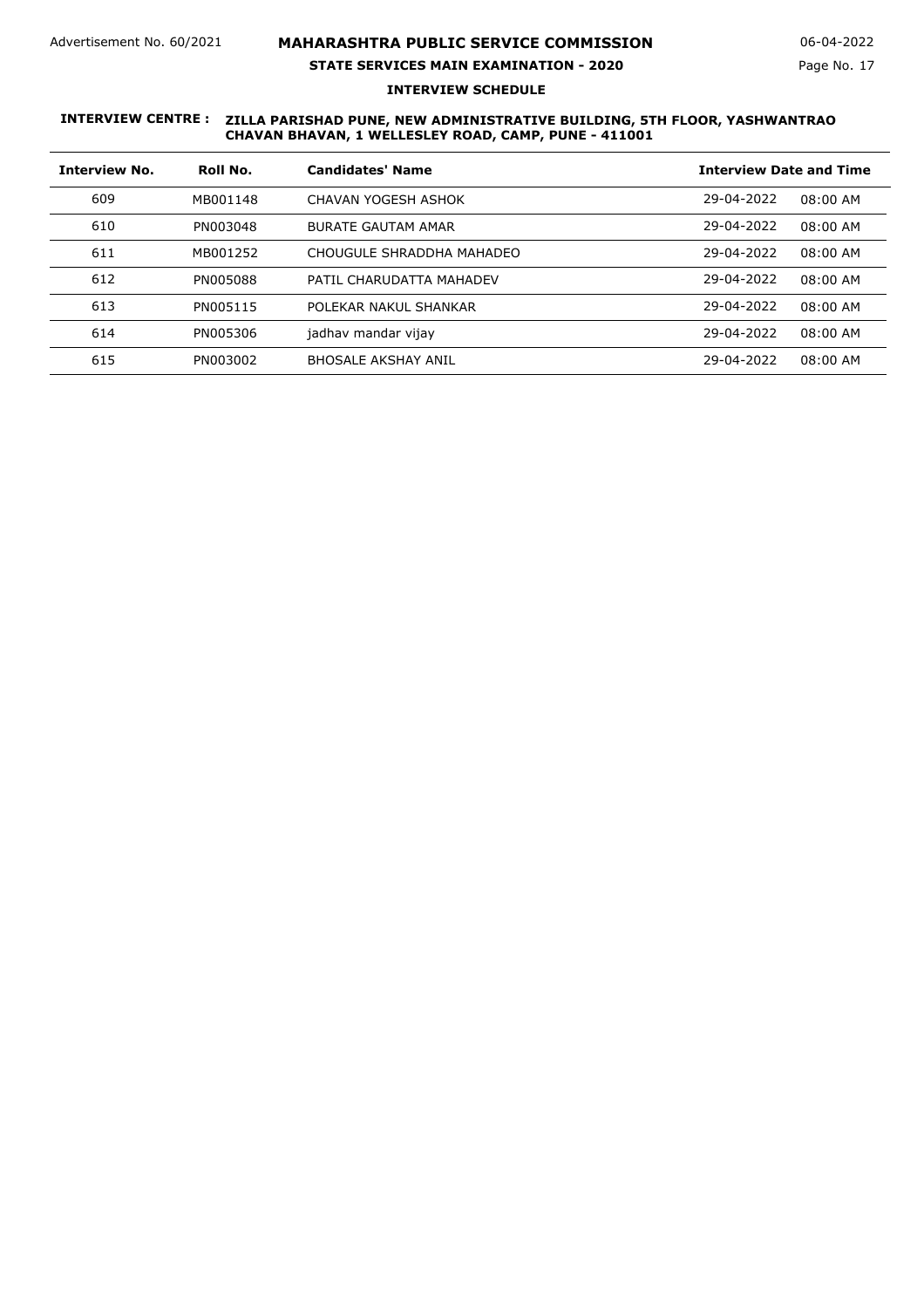**INTERVIEW CENTRE : ZILLA PARISHAD PUNE, NEW ADMINISTRATIVE BUILDING, 5TH FLOOR, YASHWANTRAO CHAVAN BHAVAN, 1 WELLESLEY ROAD, CAMP, PUNE - 411001**

| Interview No. | Roll No. | Candidates' Name | Interview Date and Time | |
|---|---|---|---|---|
| 609 | MB001148 | CHAVAN YOGESH ASHOK | 29-04-2022 | 08:00 AM |
| 610 | PN003048 | BURATE GAUTAM AMAR | 29-04-2022 | 08:00 AM |
| 611 | MB001252 | CHOUGULE SHRADDHA MAHADEO | 29-04-2022 | 08:00 AM |
| 612 | PN005088 | PATIL CHARUDATTA MAHADEV | 29-04-2022 | 08:00 AM |
| 613 | PN005115 | POLEKAR NAKUL SHANKAR | 29-04-2022 | 08:00 AM |
| 614 | PN005306 | jadhav mandar vijay | 29-04-2022 | 08:00 AM |
| 615 | PN003002 | BHOSALE AKSHAY ANIL | 29-04-2022 | 08:00 AM |